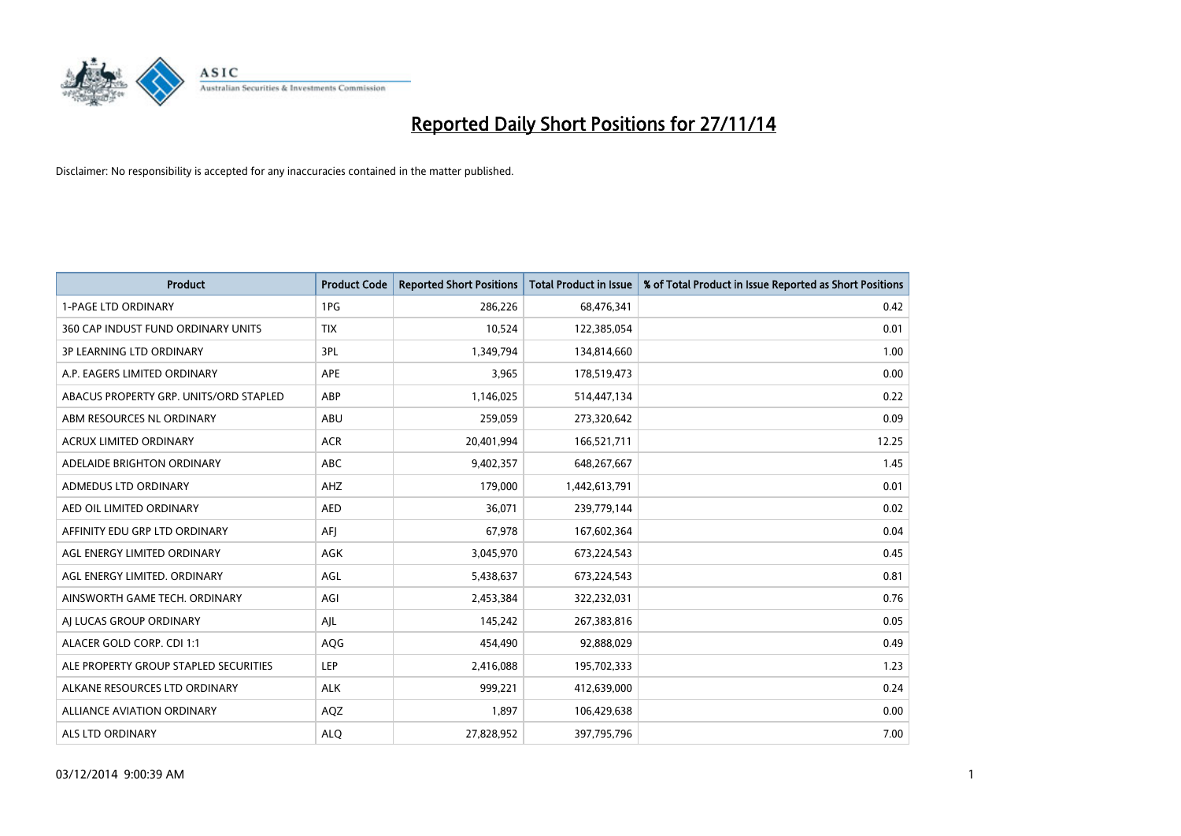# Reported Daily Short Positions for 27/11/14

Disclaimer: No responsibility is accepted for any inaccuracies contained in the matter published.

| Product | Product Code | Reported Short Positions | Total Product in Issue | % of Total Product in Issue Reported as Short Positions |
| --- | --- | --- | --- | --- |
| 1-PAGE LTD ORDINARY | 1PG | 286,226 | 68,476,341 | 0.42 |
| 360 CAP INDUST FUND ORDINARY UNITS | TIX | 10,524 | 122,385,054 | 0.01 |
| 3P LEARNING LTD ORDINARY | 3PL | 1,349,794 | 134,814,660 | 1.00 |
| A.P. EAGERS LIMITED ORDINARY | APE | 3,965 | 178,519,473 | 0.00 |
| ABACUS PROPERTY GRP. UNITS/ORD STAPLED | ABP | 1,146,025 | 514,447,134 | 0.22 |
| ABM RESOURCES NL ORDINARY | ABU | 259,059 | 273,320,642 | 0.09 |
| ACRUX LIMITED ORDINARY | ACR | 20,401,994 | 166,521,711 | 12.25 |
| ADELAIDE BRIGHTON ORDINARY | ABC | 9,402,357 | 648,267,667 | 1.45 |
| ADMEDUS LTD ORDINARY | AHZ | 179,000 | 1,442,613,791 | 0.01 |
| AED OIL LIMITED ORDINARY | AED | 36,071 | 239,779,144 | 0.02 |
| AFFINITY EDU GRP LTD ORDINARY | AFJ | 67,978 | 167,602,364 | 0.04 |
| AGL ENERGY LIMITED ORDINARY | AGK | 3,045,970 | 673,224,543 | 0.45 |
| AGL ENERGY LIMITED. ORDINARY | AGL | 5,438,637 | 673,224,543 | 0.81 |
| AINSWORTH GAME TECH. ORDINARY | AGI | 2,453,384 | 322,232,031 | 0.76 |
| AJ LUCAS GROUP ORDINARY | AJL | 145,242 | 267,383,816 | 0.05 |
| ALACER GOLD CORP. CDI 1:1 | AQG | 454,490 | 92,888,029 | 0.49 |
| ALE PROPERTY GROUP STAPLED SECURITIES | LEP | 2,416,088 | 195,702,333 | 1.23 |
| ALKANE RESOURCES LTD ORDINARY | ALK | 999,221 | 412,639,000 | 0.24 |
| ALLIANCE AVIATION ORDINARY | AQZ | 1,897 | 106,429,638 | 0.00 |
| ALS LTD ORDINARY | ALQ | 27,828,952 | 397,795,796 | 7.00 |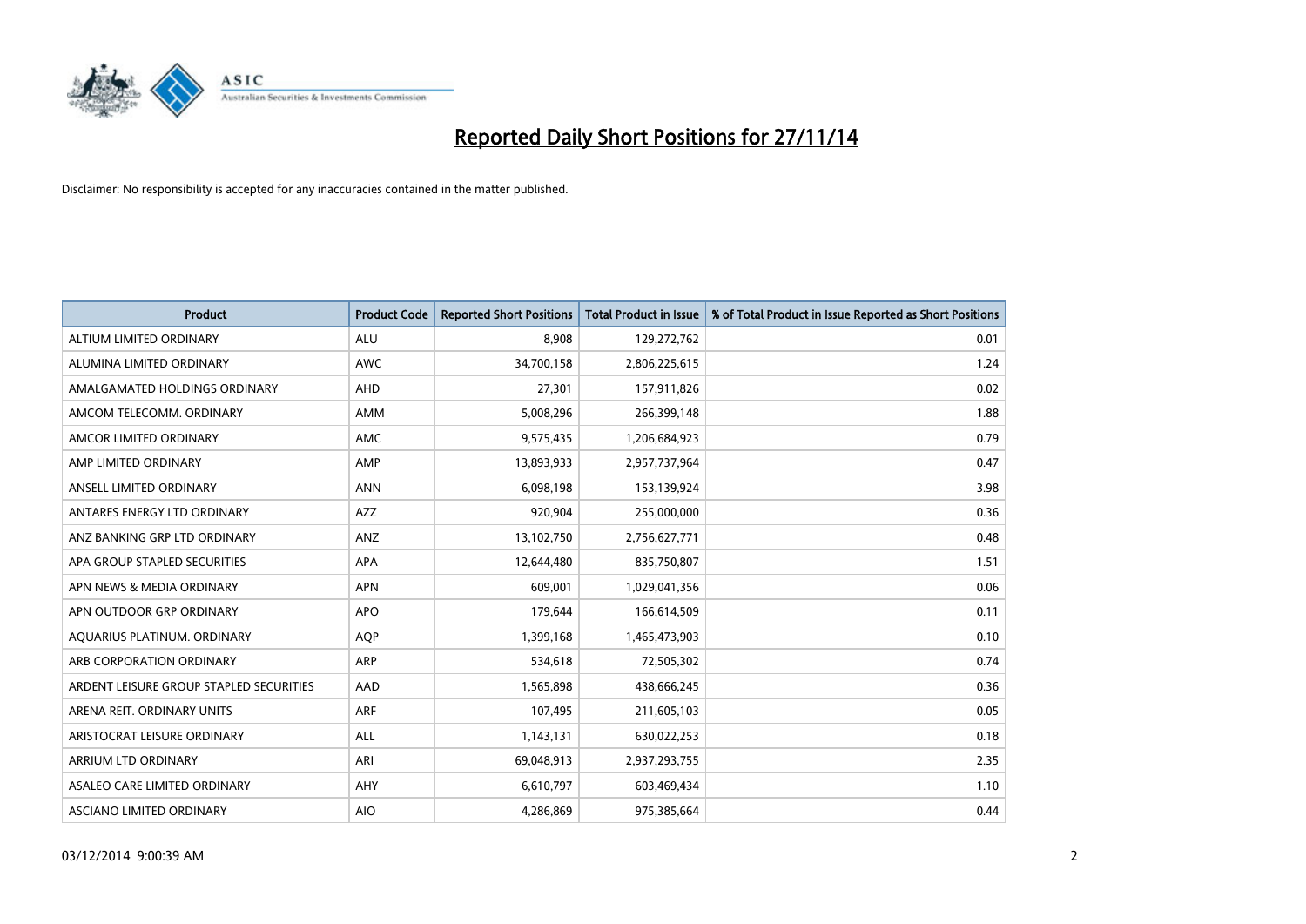# Reported Daily Short Positions for 27/11/14

Disclaimer: No responsibility is accepted for any inaccuracies contained in the matter published.

| Product | Product Code | Reported Short Positions | Total Product in Issue | % of Total Product in Issue Reported as Short Positions |
|---|---|---|---|---|
| ALTIUM LIMITED ORDINARY | ALU | 8,908 | 129,272,762 | 0.01 |
| ALUMINA LIMITED ORDINARY | AWC | 34,700,158 | 2,806,225,615 | 1.24 |
| AMALGAMATED HOLDINGS ORDINARY | AHD | 27,301 | 157,911,826 | 0.02 |
| AMCOM TELECOMM. ORDINARY | AMM | 5,008,296 | 266,399,148 | 1.88 |
| AMCOR LIMITED ORDINARY | AMC | 9,575,435 | 1,206,684,923 | 0.79 |
| AMP LIMITED ORDINARY | AMP | 13,893,933 | 2,957,737,964 | 0.47 |
| ANSELL LIMITED ORDINARY | ANN | 6,098,198 | 153,139,924 | 3.98 |
| ANTARES ENERGY LTD ORDINARY | AZZ | 920,904 | 255,000,000 | 0.36 |
| ANZ BANKING GRP LTD ORDINARY | ANZ | 13,102,750 | 2,756,627,771 | 0.48 |
| APA GROUP STAPLED SECURITIES | APA | 12,644,480 | 835,750,807 | 1.51 |
| APN NEWS & MEDIA ORDINARY | APN | 609,001 | 1,029,041,356 | 0.06 |
| APN OUTDOOR GRP ORDINARY | APO | 179,644 | 166,614,509 | 0.11 |
| AQUARIUS PLATINUM. ORDINARY | AQP | 1,399,168 | 1,465,473,903 | 0.10 |
| ARB CORPORATION ORDINARY | ARP | 534,618 | 72,505,302 | 0.74 |
| ARDENT LEISURE GROUP STAPLED SECURITIES | AAD | 1,565,898 | 438,666,245 | 0.36 |
| ARENA REIT. ORDINARY UNITS | ARF | 107,495 | 211,605,103 | 0.05 |
| ARISTOCRAT LEISURE ORDINARY | ALL | 1,143,131 | 630,022,253 | 0.18 |
| ARRIUM LTD ORDINARY | ARI | 69,048,913 | 2,937,293,755 | 2.35 |
| ASALEO CARE LIMITED ORDINARY | AHY | 6,610,797 | 603,469,434 | 1.10 |
| ASCIANO LIMITED ORDINARY | AIO | 4,286,869 | 975,385,664 | 0.44 |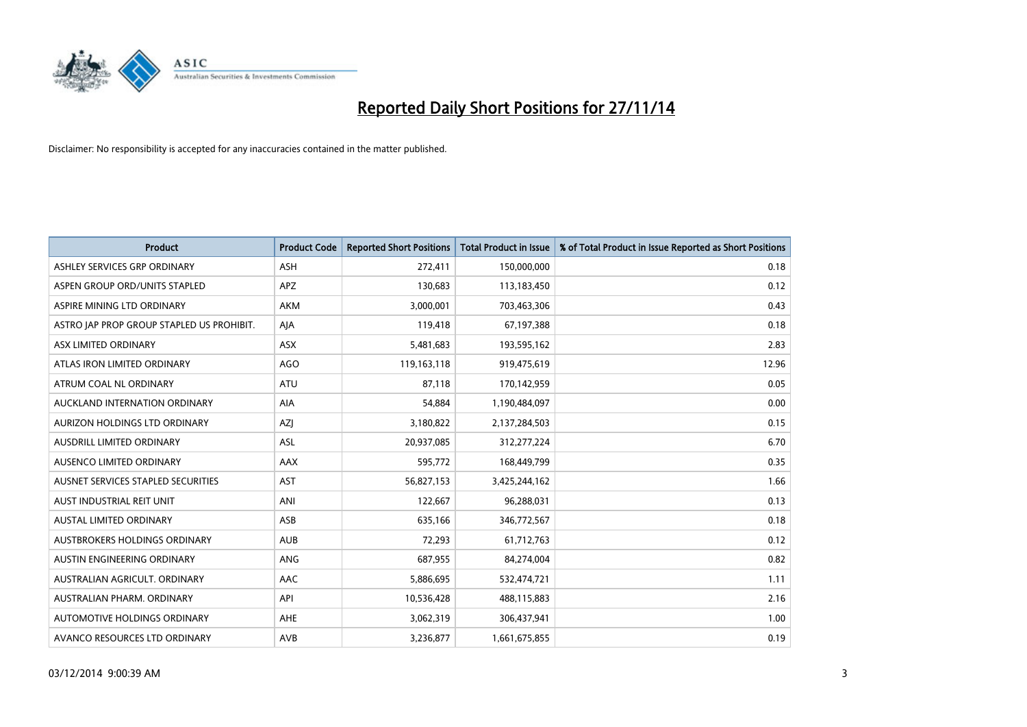# Reported Daily Short Positions for 27/11/14

Disclaimer: No responsibility is accepted for any inaccuracies contained in the matter published.

| Product | Product Code | Reported Short Positions | Total Product in Issue | % of Total Product in Issue Reported as Short Positions |
|---|---|---|---|---|
| ASHLEY SERVICES GRP ORDINARY | ASH | 272,411 | 150,000,000 | 0.18 |
| ASPEN GROUP ORD/UNITS STAPLED | APZ | 130,683 | 113,183,450 | 0.12 |
| ASPIRE MINING LTD ORDINARY | AKM | 3,000,001 | 703,463,306 | 0.43 |
| ASTRO JAP PROP GROUP STAPLED US PROHIBIT. | AJA | 119,418 | 67,197,388 | 0.18 |
| ASX LIMITED ORDINARY | ASX | 5,481,683 | 193,595,162 | 2.83 |
| ATLAS IRON LIMITED ORDINARY | AGO | 119,163,118 | 919,475,619 | 12.96 |
| ATRUM COAL NL ORDINARY | ATU | 87,118 | 170,142,959 | 0.05 |
| AUCKLAND INTERNATION ORDINARY | AIA | 54,884 | 1,190,484,097 | 0.00 |
| AURIZON HOLDINGS LTD ORDINARY | AZJ | 3,180,822 | 2,137,284,503 | 0.15 |
| AUSDRILL LIMITED ORDINARY | ASL | 20,937,085 | 312,277,224 | 6.70 |
| AUSENCO LIMITED ORDINARY | AAX | 595,772 | 168,449,799 | 0.35 |
| AUSNET SERVICES STAPLED SECURITIES | AST | 56,827,153 | 3,425,244,162 | 1.66 |
| AUST INDUSTRIAL REIT UNIT | ANI | 122,667 | 96,288,031 | 0.13 |
| AUSTAL LIMITED ORDINARY | ASB | 635,166 | 346,772,567 | 0.18 |
| AUSTBROKERS HOLDINGS ORDINARY | AUB | 72,293 | 61,712,763 | 0.12 |
| AUSTIN ENGINEERING ORDINARY | ANG | 687,955 | 84,274,004 | 0.82 |
| AUSTRALIAN AGRICULT. ORDINARY | AAC | 5,886,695 | 532,474,721 | 1.11 |
| AUSTRALIAN PHARM. ORDINARY | API | 10,536,428 | 488,115,883 | 2.16 |
| AUTOMOTIVE HOLDINGS ORDINARY | AHE | 3,062,319 | 306,437,941 | 1.00 |
| AVANCO RESOURCES LTD ORDINARY | AVB | 3,236,877 | 1,661,675,855 | 0.19 |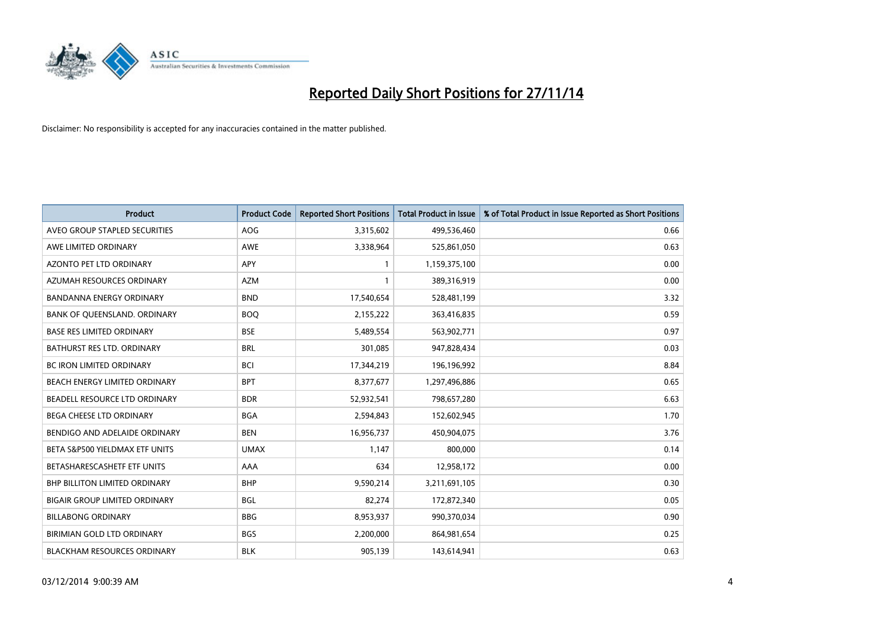# Reported Daily Short Positions for 27/11/14

Disclaimer: No responsibility is accepted for any inaccuracies contained in the matter published.

| Product | Product Code | Reported Short Positions | Total Product in Issue | % of Total Product in Issue Reported as Short Positions |
|---|---|---|---|---|
| AVEO GROUP STAPLED SECURITIES | AOG | 3,315,602 | 499,536,460 | 0.66 |
| AWE LIMITED ORDINARY | AWE | 3,338,964 | 525,861,050 | 0.63 |
| AZONTO PET LTD ORDINARY | APY | 1 | 1,159,375,100 | 0.00 |
| AZUMAH RESOURCES ORDINARY | AZM | 1 | 389,316,919 | 0.00 |
| BANDANNA ENERGY ORDINARY | BND | 17,540,654 | 528,481,199 | 3.32 |
| BANK OF QUEENSLAND. ORDINARY | BOQ | 2,155,222 | 363,416,835 | 0.59 |
| BASE RES LIMITED ORDINARY | BSE | 5,489,554 | 563,902,771 | 0.97 |
| BATHURST RES LTD. ORDINARY | BRL | 301,085 | 947,828,434 | 0.03 |
| BC IRON LIMITED ORDINARY | BCI | 17,344,219 | 196,196,992 | 8.84 |
| BEACH ENERGY LIMITED ORDINARY | BPT | 8,377,677 | 1,297,496,886 | 0.65 |
| BEADELL RESOURCE LTD ORDINARY | BDR | 52,932,541 | 798,657,280 | 6.63 |
| BEGA CHEESE LTD ORDINARY | BGA | 2,594,843 | 152,602,945 | 1.70 |
| BENDIGO AND ADELAIDE ORDINARY | BEN | 16,956,737 | 450,904,075 | 3.76 |
| BETA S&P500 YIELDMAX ETF UNITS | UMAX | 1,147 | 800,000 | 0.14 |
| BETASHARESCASHETF ETF UNITS | AAA | 634 | 12,958,172 | 0.00 |
| BHP BILLITON LIMITED ORDINARY | BHP | 9,590,214 | 3,211,691,105 | 0.30 |
| BIGAIR GROUP LIMITED ORDINARY | BGL | 82,274 | 172,872,340 | 0.05 |
| BILLABONG ORDINARY | BBG | 8,953,937 | 990,370,034 | 0.90 |
| BIRIMIAN GOLD LTD ORDINARY | BGS | 2,200,000 | 864,981,654 | 0.25 |
| BLACKHAM RESOURCES ORDINARY | BLK | 905,139 | 143,614,941 | 0.63 |

03/12/2014 9:00:39 AM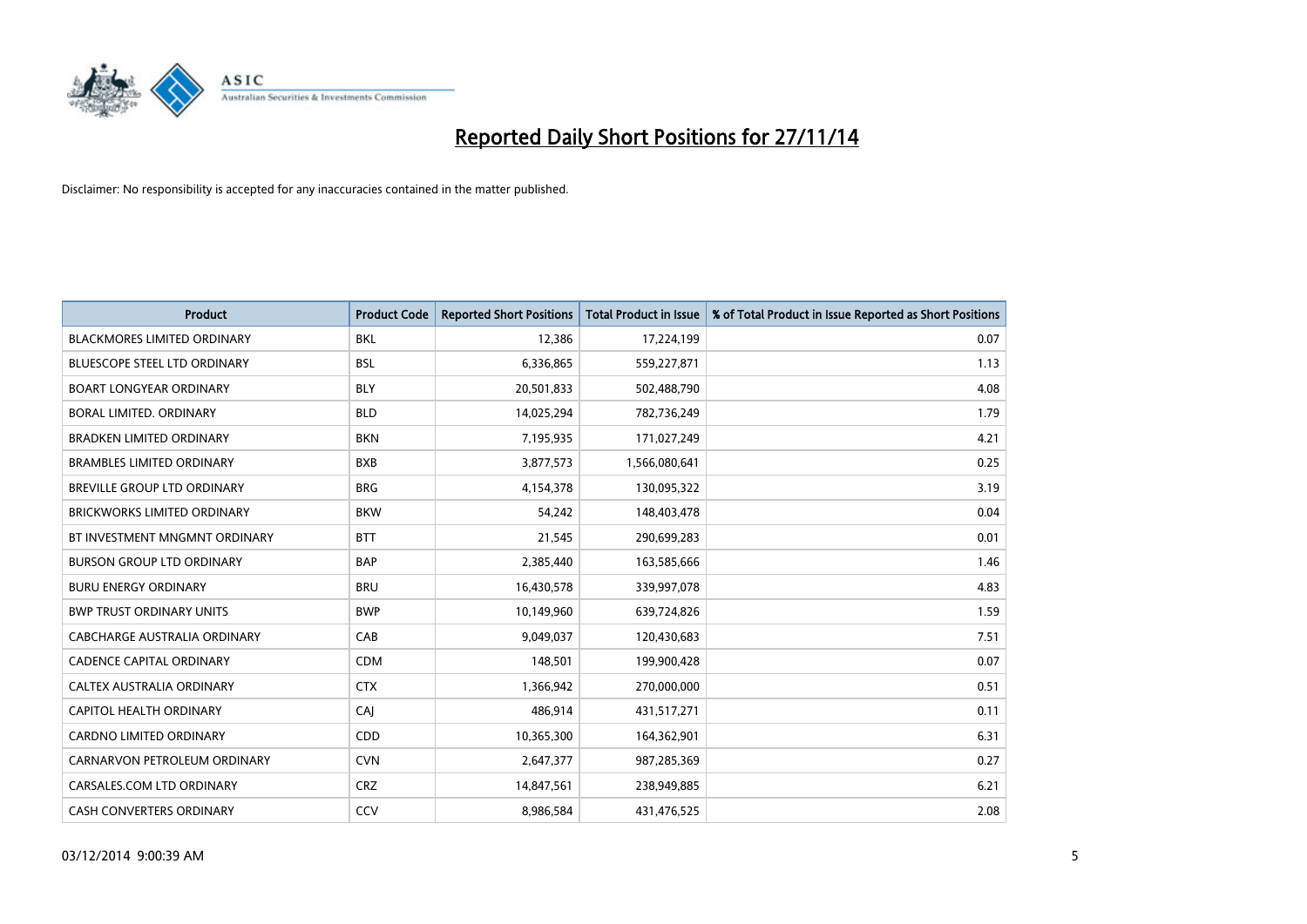# Reported Daily Short Positions for 27/11/14

Disclaimer: No responsibility is accepted for any inaccuracies contained in the matter published.

| Product | Product Code | Reported Short Positions | Total Product in Issue | % of Total Product in Issue Reported as Short Positions |
|---|---|---|---|---|
| BLACKMORES LIMITED ORDINARY | BKL | 12,386 | 17,224,199 | 0.07 |
| BLUESCOPE STEEL LTD ORDINARY | BSL | 6,336,865 | 559,227,871 | 1.13 |
| BOART LONGYEAR ORDINARY | BLY | 20,501,833 | 502,488,790 | 4.08 |
| BORAL LIMITED. ORDINARY | BLD | 14,025,294 | 782,736,249 | 1.79 |
| BRADKEN LIMITED ORDINARY | BKN | 7,195,935 | 171,027,249 | 4.21 |
| BRAMBLES LIMITED ORDINARY | BXB | 3,877,573 | 1,566,080,641 | 0.25 |
| BREVILLE GROUP LTD ORDINARY | BRG | 4,154,378 | 130,095,322 | 3.19 |
| BRICKWORKS LIMITED ORDINARY | BKW | 54,242 | 148,403,478 | 0.04 |
| BT INVESTMENT MNGMNT ORDINARY | BTT | 21,545 | 290,699,283 | 0.01 |
| BURSON GROUP LTD ORDINARY | BAP | 2,385,440 | 163,585,666 | 1.46 |
| BURU ENERGY ORDINARY | BRU | 16,430,578 | 339,997,078 | 4.83 |
| BWP TRUST ORDINARY UNITS | BWP | 10,149,960 | 639,724,826 | 1.59 |
| CABCHARGE AUSTRALIA ORDINARY | CAB | 9,049,037 | 120,430,683 | 7.51 |
| CADENCE CAPITAL ORDINARY | CDM | 148,501 | 199,900,428 | 0.07 |
| CALTEX AUSTRALIA ORDINARY | CTX | 1,366,942 | 270,000,000 | 0.51 |
| CAPITOL HEALTH ORDINARY | CAJ | 486,914 | 431,517,271 | 0.11 |
| CARDNO LIMITED ORDINARY | CDD | 10,365,300 | 164,362,901 | 6.31 |
| CARNARVON PETROLEUM ORDINARY | CVN | 2,647,377 | 987,285,369 | 0.27 |
| CARSALES.COM LTD ORDINARY | CRZ | 14,847,561 | 238,949,885 | 6.21 |
| CASH CONVERTERS ORDINARY | CCV | 8,986,584 | 431,476,525 | 2.08 |

03/12/2014 9:00:39 AM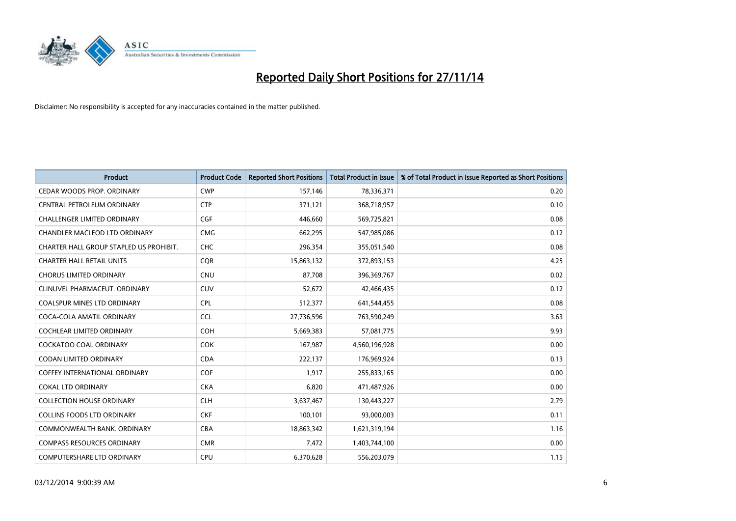# Reported Daily Short Positions for 27/11/14

Disclaimer: No responsibility is accepted for any inaccuracies contained in the matter published.

| Product | Product Code | Reported Short Positions | Total Product in Issue | % of Total Product in Issue Reported as Short Positions |
|---|---|---|---|---|
| CEDAR WOODS PROP. ORDINARY | CWP | 157,146 | 78,336,371 | 0.20 |
| CENTRAL PETROLEUM ORDINARY | CTP | 371,121 | 368,718,957 | 0.10 |
| CHALLENGER LIMITED ORDINARY | CGF | 446,660 | 569,725,821 | 0.08 |
| CHANDLER MACLEOD LTD ORDINARY | CMG | 662,295 | 547,985,086 | 0.12 |
| CHARTER HALL GROUP STAPLED US PROHIBIT. | CHC | 296,354 | 355,051,540 | 0.08 |
| CHARTER HALL RETAIL UNITS | CQR | 15,863,132 | 372,893,153 | 4.25 |
| CHORUS LIMITED ORDINARY | CNU | 87,708 | 396,369,767 | 0.02 |
| CLINUVEL PHARMACEUT. ORDINARY | CUV | 52,672 | 42,466,435 | 0.12 |
| COALSPUR MINES LTD ORDINARY | CPL | 512,377 | 641,544,455 | 0.08 |
| COCA-COLA AMATIL ORDINARY | CCL | 27,736,596 | 763,590,249 | 3.63 |
| COCHLEAR LIMITED ORDINARY | COH | 5,669,383 | 57,081,775 | 9.93 |
| COCKATOO COAL ORDINARY | COK | 167,987 | 4,560,196,928 | 0.00 |
| CODAN LIMITED ORDINARY | CDA | 222,137 | 176,969,924 | 0.13 |
| COFFEY INTERNATIONAL ORDINARY | COF | 1,917 | 255,833,165 | 0.00 |
| COKAL LTD ORDINARY | CKA | 6,820 | 471,487,926 | 0.00 |
| COLLECTION HOUSE ORDINARY | CLH | 3,637,467 | 130,443,227 | 2.79 |
| COLLINS FOODS LTD ORDINARY | CKF | 100,101 | 93,000,003 | 0.11 |
| COMMONWEALTH BANK. ORDINARY | CBA | 18,863,342 | 1,621,319,194 | 1.16 |
| COMPASS RESOURCES ORDINARY | CMR | 7,472 | 1,403,744,100 | 0.00 |
| COMPUTERSHARE LTD ORDINARY | CPU | 6,370,628 | 556,203,079 | 1.15 |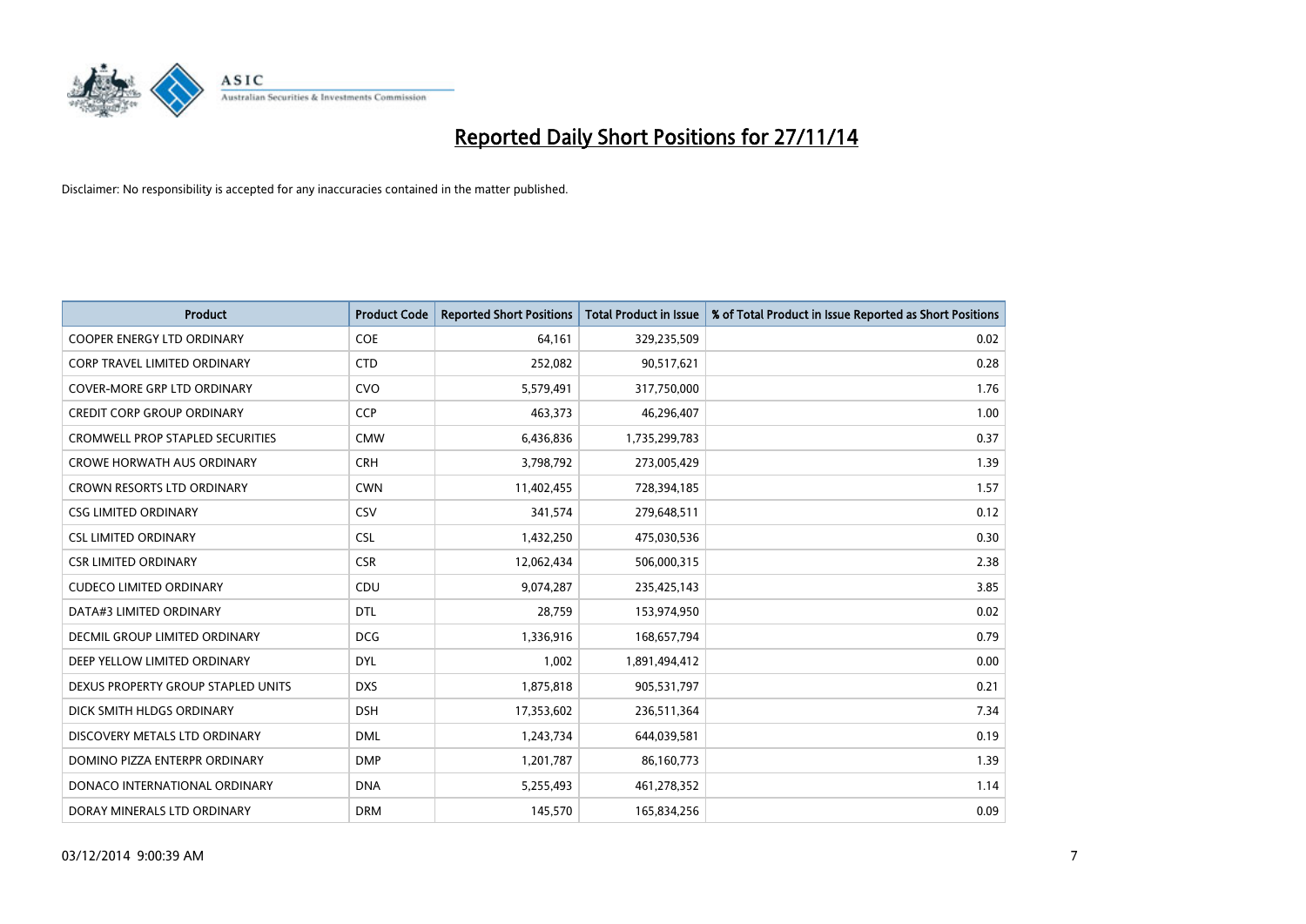# Reported Daily Short Positions for 27/11/14

Disclaimer: No responsibility is accepted for any inaccuracies contained in the matter published.

| Product | Product Code | Reported Short Positions | Total Product in Issue | % of Total Product in Issue Reported as Short Positions |
|---|---|---|---|---|
| COOPER ENERGY LTD ORDINARY | COE | 64,161 | 329,235,509 | 0.02 |
| CORP TRAVEL LIMITED ORDINARY | CTD | 252,082 | 90,517,621 | 0.28 |
| COVER-MORE GRP LTD ORDINARY | CVO | 5,579,491 | 317,750,000 | 1.76 |
| CREDIT CORP GROUP ORDINARY | CCP | 463,373 | 46,296,407 | 1.00 |
| CROMWELL PROP STAPLED SECURITIES | CMW | 6,436,836 | 1,735,299,783 | 0.37 |
| CROWE HORWATH AUS ORDINARY | CRH | 3,798,792 | 273,005,429 | 1.39 |
| CROWN RESORTS LTD ORDINARY | CWN | 11,402,455 | 728,394,185 | 1.57 |
| CSG LIMITED ORDINARY | CSV | 341,574 | 279,648,511 | 0.12 |
| CSL LIMITED ORDINARY | CSL | 1,432,250 | 475,030,536 | 0.30 |
| CSR LIMITED ORDINARY | CSR | 12,062,434 | 506,000,315 | 2.38 |
| CUDECO LIMITED ORDINARY | CDU | 9,074,287 | 235,425,143 | 3.85 |
| DATA#3 LIMITED ORDINARY | DTL | 28,759 | 153,974,950 | 0.02 |
| DECMIL GROUP LIMITED ORDINARY | DCG | 1,336,916 | 168,657,794 | 0.79 |
| DEEP YELLOW LIMITED ORDINARY | DYL | 1,002 | 1,891,494,412 | 0.00 |
| DEXUS PROPERTY GROUP STAPLED UNITS | DXS | 1,875,818 | 905,531,797 | 0.21 |
| DICK SMITH HLDGS ORDINARY | DSH | 17,353,602 | 236,511,364 | 7.34 |
| DISCOVERY METALS LTD ORDINARY | DML | 1,243,734 | 644,039,581 | 0.19 |
| DOMINO PIZZA ENTERPR ORDINARY | DMP | 1,201,787 | 86,160,773 | 1.39 |
| DONACO INTERNATIONAL ORDINARY | DNA | 5,255,493 | 461,278,352 | 1.14 |
| DORAY MINERALS LTD ORDINARY | DRM | 145,570 | 165,834,256 | 0.09 |

03/12/2014 9:00:39 AM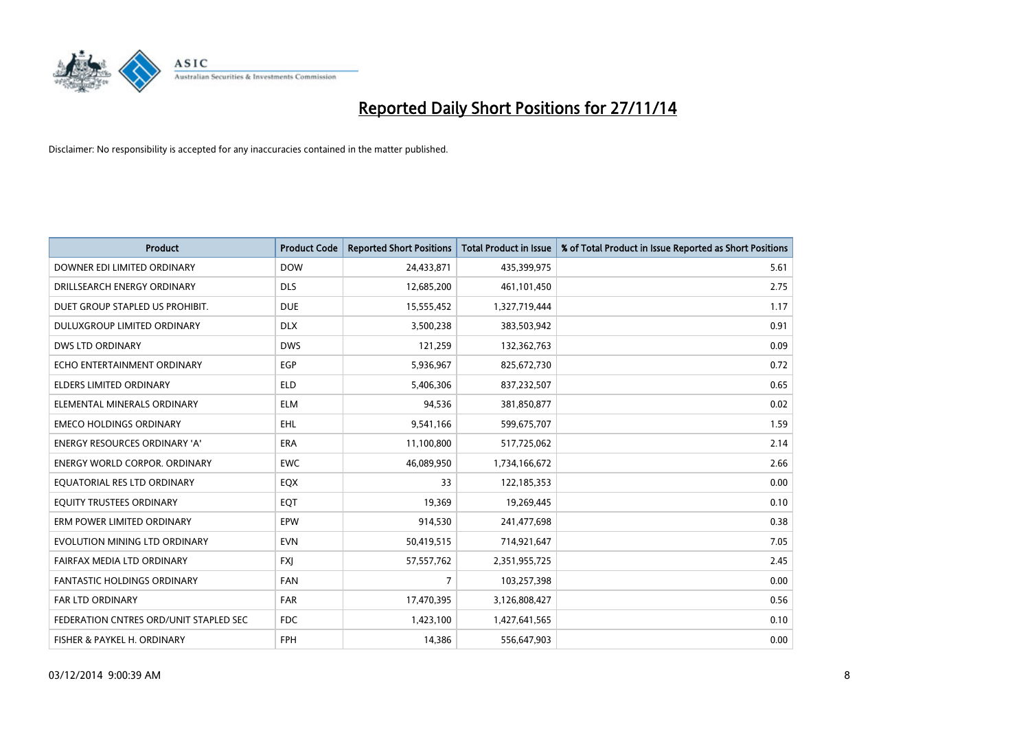# Reported Daily Short Positions for 27/11/14

Disclaimer: No responsibility is accepted for any inaccuracies contained in the matter published.

| Product | Product Code | Reported Short Positions | Total Product in Issue | % of Total Product in Issue Reported as Short Positions |
| --- | --- | --- | --- | --- |
| DOWNER EDI LIMITED ORDINARY | DOW | 24,433,871 | 435,399,975 | 5.61 |
| DRILLSEARCH ENERGY ORDINARY | DLS | 12,685,200 | 461,101,450 | 2.75 |
| DUET GROUP STAPLED US PROHIBIT. | DUE | 15,555,452 | 1,327,719,444 | 1.17 |
| DULUXGROUP LIMITED ORDINARY | DLX | 3,500,238 | 383,503,942 | 0.91 |
| DWS LTD ORDINARY | DWS | 121,259 | 132,362,763 | 0.09 |
| ECHO ENTERTAINMENT ORDINARY | EGP | 5,936,967 | 825,672,730 | 0.72 |
| ELDERS LIMITED ORDINARY | ELD | 5,406,306 | 837,232,507 | 0.65 |
| ELEMENTAL MINERALS ORDINARY | ELM | 94,536 | 381,850,877 | 0.02 |
| EMECO HOLDINGS ORDINARY | EHL | 9,541,166 | 599,675,707 | 1.59 |
| ENERGY RESOURCES ORDINARY 'A' | ERA | 11,100,800 | 517,725,062 | 2.14 |
| ENERGY WORLD CORPOR. ORDINARY | EWC | 46,089,950 | 1,734,166,672 | 2.66 |
| EQUATORIAL RES LTD ORDINARY | EQX | 33 | 122,185,353 | 0.00 |
| EQUITY TRUSTEES ORDINARY | EQT | 19,369 | 19,269,445 | 0.10 |
| ERM POWER LIMITED ORDINARY | EPW | 914,530 | 241,477,698 | 0.38 |
| EVOLUTION MINING LTD ORDINARY | EVN | 50,419,515 | 714,921,647 | 7.05 |
| FAIRFAX MEDIA LTD ORDINARY | FXJ | 57,557,762 | 2,351,955,725 | 2.45 |
| FANTASTIC HOLDINGS ORDINARY | FAN | 7 | 103,257,398 | 0.00 |
| FAR LTD ORDINARY | FAR | 17,470,395 | 3,126,808,427 | 0.56 |
| FEDERATION CNTRES ORD/UNIT STAPLED SEC | FDC | 1,423,100 | 1,427,641,565 | 0.10 |
| FISHER & PAYKEL H. ORDINARY | FPH | 14,386 | 556,647,903 | 0.00 |

03/12/2014 9:00:39 AM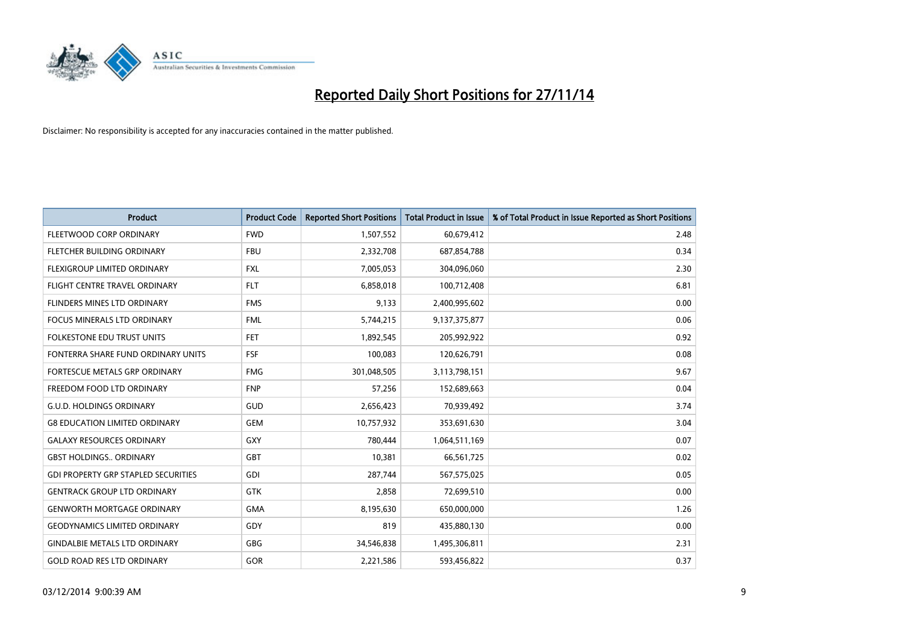# Reported Daily Short Positions for 27/11/14

Disclaimer: No responsibility is accepted for any inaccuracies contained in the matter published.

| Product | Product Code | Reported Short Positions | Total Product in Issue | % of Total Product in Issue Reported as Short Positions |
|---|---|---|---|---|
| FLEETWOOD CORP ORDINARY | FWD | 1,507,552 | 60,679,412 | 2.48 |
| FLETCHER BUILDING ORDINARY | FBU | 2,332,708 | 687,854,788 | 0.34 |
| FLEXIGROUP LIMITED ORDINARY | FXL | 7,005,053 | 304,096,060 | 2.30 |
| FLIGHT CENTRE TRAVEL ORDINARY | FLT | 6,858,018 | 100,712,408 | 6.81 |
| FLINDERS MINES LTD ORDINARY | FMS | 9,133 | 2,400,995,602 | 0.00 |
| FOCUS MINERALS LTD ORDINARY | FML | 5,744,215 | 9,137,375,877 | 0.06 |
| FOLKESTONE EDU TRUST UNITS | FET | 1,892,545 | 205,992,922 | 0.92 |
| FONTERRA SHARE FUND ORDINARY UNITS | FSF | 100,083 | 120,626,791 | 0.08 |
| FORTESCUE METALS GRP ORDINARY | FMG | 301,048,505 | 3,113,798,151 | 9.67 |
| FREEDOM FOOD LTD ORDINARY | FNP | 57,256 | 152,689,663 | 0.04 |
| G.U.D. HOLDINGS ORDINARY | GUD | 2,656,423 | 70,939,492 | 3.74 |
| G8 EDUCATION LIMITED ORDINARY | GEM | 10,757,932 | 353,691,630 | 3.04 |
| GALAXY RESOURCES ORDINARY | GXY | 780,444 | 1,064,511,169 | 0.07 |
| GBST HOLDINGS.. ORDINARY | GBT | 10,381 | 66,561,725 | 0.02 |
| GDI PROPERTY GRP STAPLED SECURITIES | GDI | 287,744 | 567,575,025 | 0.05 |
| GENTRACK GROUP LTD ORDINARY | GTK | 2,858 | 72,699,510 | 0.00 |
| GENWORTH MORTGAGE ORDINARY | GMA | 8,195,630 | 650,000,000 | 1.26 |
| GEODYNAMICS LIMITED ORDINARY | GDY | 819 | 435,880,130 | 0.00 |
| GINDALBIE METALS LTD ORDINARY | GBG | 34,546,838 | 1,495,306,811 | 2.31 |
| GOLD ROAD RES LTD ORDINARY | GOR | 2,221,586 | 593,456,822 | 0.37 |

03/12/2014 9:00:39 AM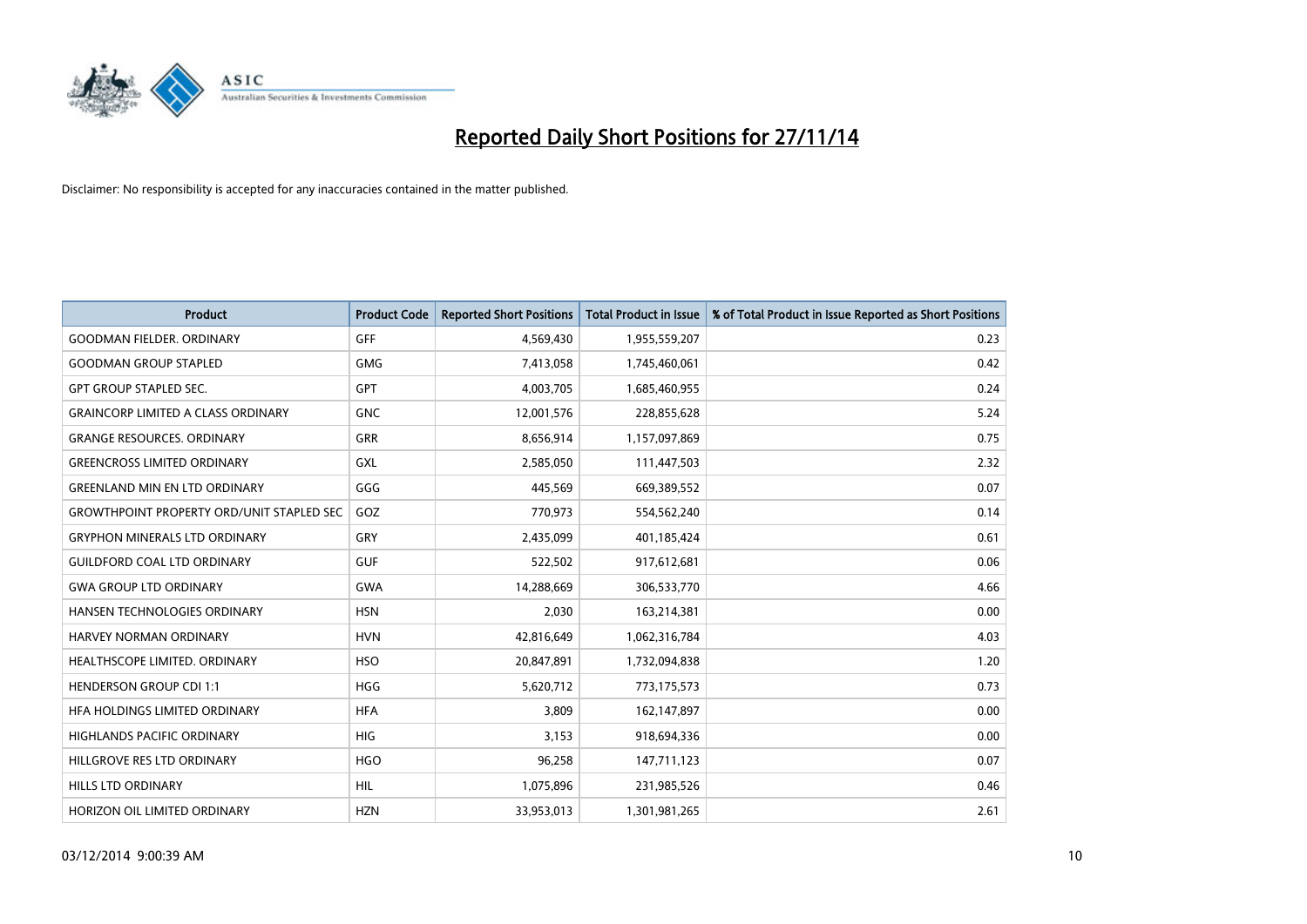# Reported Daily Short Positions for 27/11/14

Disclaimer: No responsibility is accepted for any inaccuracies contained in the matter published.

| Product | Product Code | Reported Short Positions | Total Product in Issue | % of Total Product in Issue Reported as Short Positions |
|---|---|---|---|---|
| GOODMAN FIELDER. ORDINARY | GFF | 4,569,430 | 1,955,559,207 | 0.23 |
| GOODMAN GROUP STAPLED | GMG | 7,413,058 | 1,745,460,061 | 0.42 |
| GPT GROUP STAPLED SEC. | GPT | 4,003,705 | 1,685,460,955 | 0.24 |
| GRAINCORP LIMITED A CLASS ORDINARY | GNC | 12,001,576 | 228,855,628 | 5.24 |
| GRANGE RESOURCES. ORDINARY | GRR | 8,656,914 | 1,157,097,869 | 0.75 |
| GREENCROSS LIMITED ORDINARY | GXL | 2,585,050 | 111,447,503 | 2.32 |
| GREENLAND MIN EN LTD ORDINARY | GGG | 445,569 | 669,389,552 | 0.07 |
| GROWTHPOINT PROPERTY ORD/UNIT STAPLED SEC | GOZ | 770,973 | 554,562,240 | 0.14 |
| GRYPHON MINERALS LTD ORDINARY | GRY | 2,435,099 | 401,185,424 | 0.61 |
| GUILDFORD COAL LTD ORDINARY | GUF | 522,502 | 917,612,681 | 0.06 |
| GWA GROUP LTD ORDINARY | GWA | 14,288,669 | 306,533,770 | 4.66 |
| HANSEN TECHNOLOGIES ORDINARY | HSN | 2,030 | 163,214,381 | 0.00 |
| HARVEY NORMAN ORDINARY | HVN | 42,816,649 | 1,062,316,784 | 4.03 |
| HEALTHSCOPE LIMITED. ORDINARY | HSO | 20,847,891 | 1,732,094,838 | 1.20 |
| HENDERSON GROUP CDI 1:1 | HGG | 5,620,712 | 773,175,573 | 0.73 |
| HFA HOLDINGS LIMITED ORDINARY | HFA | 3,809 | 162,147,897 | 0.00 |
| HIGHLANDS PACIFIC ORDINARY | HIG | 3,153 | 918,694,336 | 0.00 |
| HILLGROVE RES LTD ORDINARY | HGO | 96,258 | 147,711,123 | 0.07 |
| HILLS LTD ORDINARY | HIL | 1,075,896 | 231,985,526 | 0.46 |
| HORIZON OIL LIMITED ORDINARY | HZN | 33,953,013 | 1,301,981,265 | 2.61 |

03/12/2014 9:00:39 AM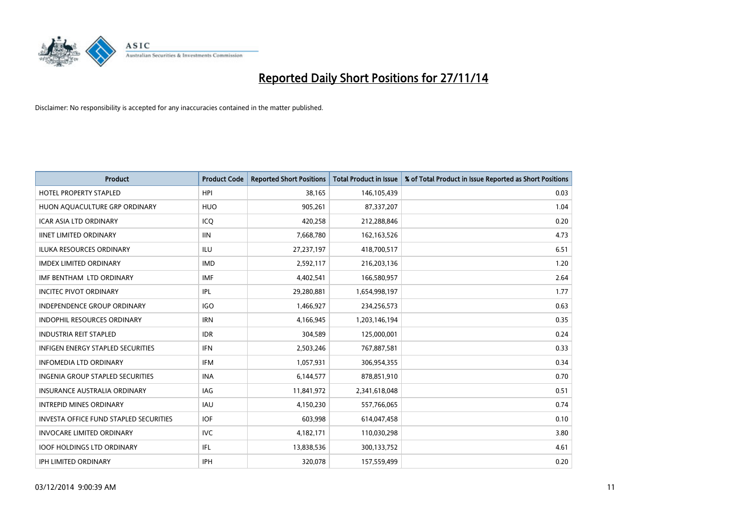# Reported Daily Short Positions for 27/11/14

Disclaimer: No responsibility is accepted for any inaccuracies contained in the matter published.

| Product | Product Code | Reported Short Positions | Total Product in Issue | % of Total Product in Issue Reported as Short Positions |
|---|---|---|---|---|
| HOTEL PROPERTY STAPLED | HPI | 38,165 | 146,105,439 | 0.03 |
| HUON AQUACULTURE GRP ORDINARY | HUO | 905,261 | 87,337,207 | 1.04 |
| ICAR ASIA LTD ORDINARY | ICQ | 420,258 | 212,288,846 | 0.20 |
| IINET LIMITED ORDINARY | IIN | 7,668,780 | 162,163,526 | 4.73 |
| ILUKA RESOURCES ORDINARY | ILU | 27,237,197 | 418,700,517 | 6.51 |
| IMDEX LIMITED ORDINARY | IMD | 2,592,117 | 216,203,136 | 1.20 |
| IMF BENTHAM LTD ORDINARY | IMF | 4,402,541 | 166,580,957 | 2.64 |
| INCITEC PIVOT ORDINARY | IPL | 29,280,881 | 1,654,998,197 | 1.77 |
| INDEPENDENCE GROUP ORDINARY | IGO | 1,466,927 | 234,256,573 | 0.63 |
| INDOPHIL RESOURCES ORDINARY | IRN | 4,166,945 | 1,203,146,194 | 0.35 |
| INDUSTRIA REIT STAPLED | IDR | 304,589 | 125,000,001 | 0.24 |
| INFIGEN ENERGY STAPLED SECURITIES | IFN | 2,503,246 | 767,887,581 | 0.33 |
| INFOMEDIA LTD ORDINARY | IFM | 1,057,931 | 306,954,355 | 0.34 |
| INGENIA GROUP STAPLED SECURITIES | INA | 6,144,577 | 878,851,910 | 0.70 |
| INSURANCE AUSTRALIA ORDINARY | IAG | 11,841,972 | 2,341,618,048 | 0.51 |
| INTREPID MINES ORDINARY | IAU | 4,150,230 | 557,766,065 | 0.74 |
| INVESTA OFFICE FUND STAPLED SECURITIES | IOF | 603,998 | 614,047,458 | 0.10 |
| INVOCARE LIMITED ORDINARY | IVC | 4,182,171 | 110,030,298 | 3.80 |
| IOOF HOLDINGS LTD ORDINARY | IFL | 13,838,536 | 300,133,752 | 4.61 |
| IPH LIMITED ORDINARY | IPH | 320,078 | 157,559,499 | 0.20 |

03/12/2014 9:00:39 AM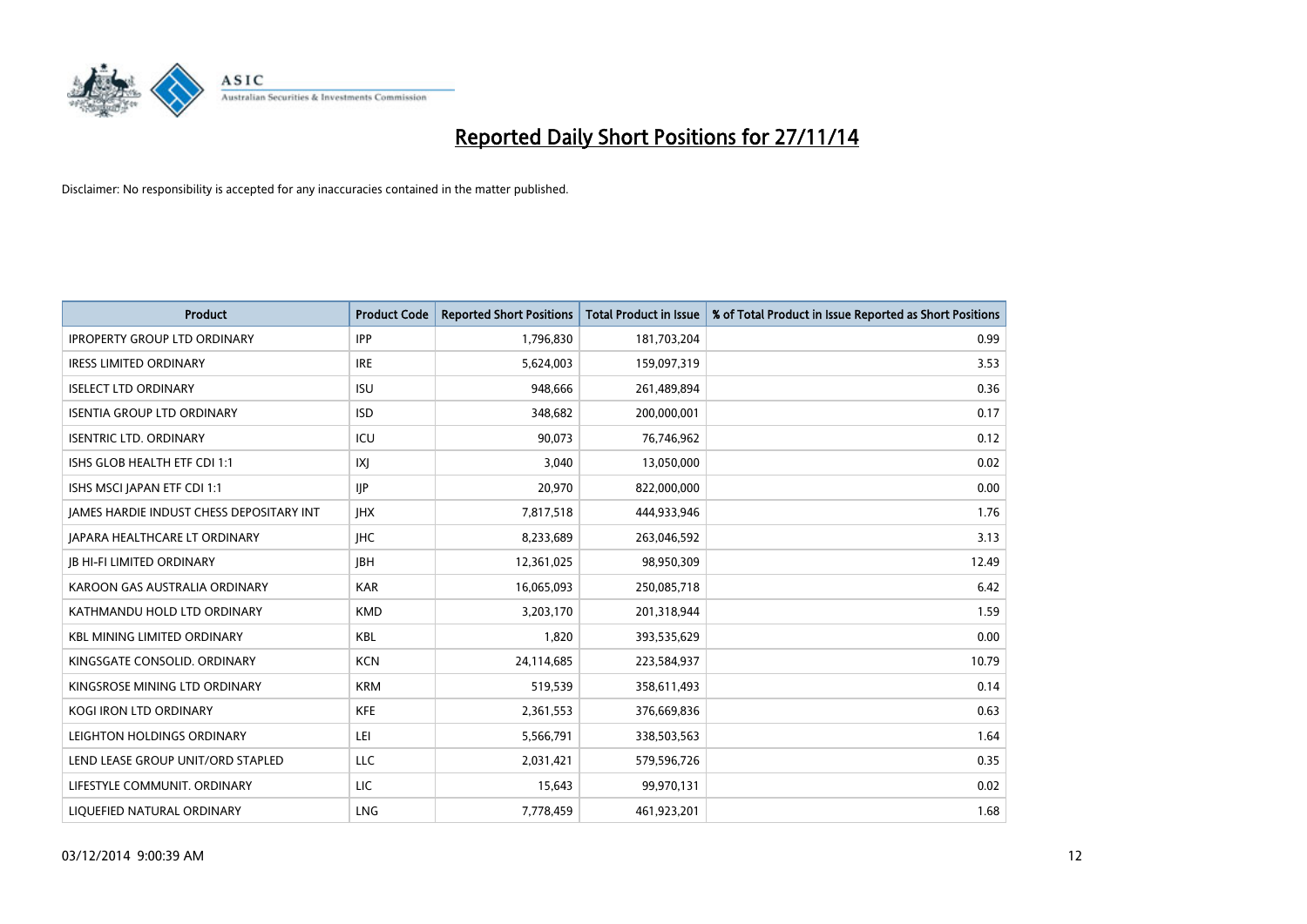# Reported Daily Short Positions for 27/11/14

Disclaimer: No responsibility is accepted for any inaccuracies contained in the matter published.

| Product | Product Code | Reported Short Positions | Total Product in Issue | % of Total Product in Issue Reported as Short Positions |
|---|---|---|---|---|
| IPROPERTY GROUP LTD ORDINARY | IPP | 1,796,830 | 181,703,204 | 0.99 |
| IRESS LIMITED ORDINARY | IRE | 5,624,003 | 159,097,319 | 3.53 |
| ISELECT LTD ORDINARY | ISU | 948,666 | 261,489,894 | 0.36 |
| ISENTIA GROUP LTD ORDINARY | ISD | 348,682 | 200,000,001 | 0.17 |
| ISENTRIC LTD. ORDINARY | ICU | 90,073 | 76,746,962 | 0.12 |
| ISHS GLOB HEALTH ETF CDI 1:1 | IXJ | 3,040 | 13,050,000 | 0.02 |
| ISHS MSCI JAPAN ETF CDI 1:1 | IJP | 20,970 | 822,000,000 | 0.00 |
| JAMES HARDIE INDUST CHESS DEPOSITARY INT | JHX | 7,817,518 | 444,933,946 | 1.76 |
| JAPARA HEALTHCARE LT ORDINARY | JHC | 8,233,689 | 263,046,592 | 3.13 |
| JB HI-FI LIMITED ORDINARY | JBH | 12,361,025 | 98,950,309 | 12.49 |
| KAROON GAS AUSTRALIA ORDINARY | KAR | 16,065,093 | 250,085,718 | 6.42 |
| KATHMANDU HOLD LTD ORDINARY | KMD | 3,203,170 | 201,318,944 | 1.59 |
| KBL MINING LIMITED ORDINARY | KBL | 1,820 | 393,535,629 | 0.00 |
| KINGSGATE CONSOLID. ORDINARY | KCN | 24,114,685 | 223,584,937 | 10.79 |
| KINGSROSE MINING LTD ORDINARY | KRM | 519,539 | 358,611,493 | 0.14 |
| KOGI IRON LTD ORDINARY | KFE | 2,361,553 | 376,669,836 | 0.63 |
| LEIGHTON HOLDINGS ORDINARY | LEI | 5,566,791 | 338,503,563 | 1.64 |
| LEND LEASE GROUP UNIT/ORD STAPLED | LLC | 2,031,421 | 579,596,726 | 0.35 |
| LIFESTYLE COMMUNIT. ORDINARY | LIC | 15,643 | 99,970,131 | 0.02 |
| LIQUEFIED NATURAL ORDINARY | LNG | 7,778,459 | 461,923,201 | 1.68 |

03/12/2014 9:00:39 AM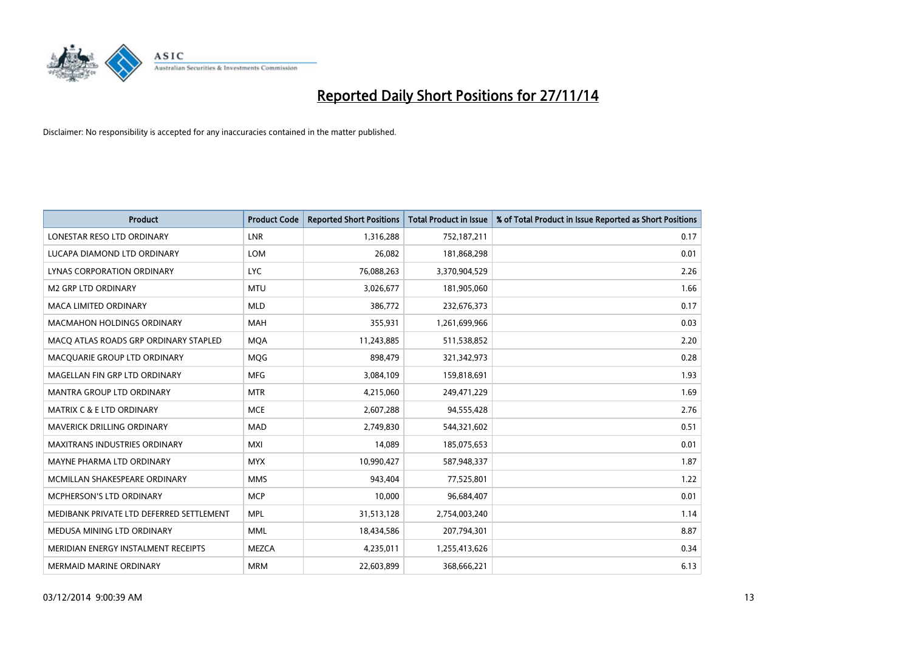# Reported Daily Short Positions for 27/11/14

Disclaimer: No responsibility is accepted for any inaccuracies contained in the matter published.

| Product | Product Code | Reported Short Positions | Total Product in Issue | % of Total Product in Issue Reported as Short Positions |
|---|---|---|---|---|
| LONESTAR RESO LTD ORDINARY | LNR | 1,316,288 | 752,187,211 | 0.17 |
| LUCAPA DIAMOND LTD ORDINARY | LOM | 26,082 | 181,868,298 | 0.01 |
| LYNAS CORPORATION ORDINARY | LYC | 76,088,263 | 3,370,904,529 | 2.26 |
| M2 GRP LTD ORDINARY | MTU | 3,026,677 | 181,905,060 | 1.66 |
| MACA LIMITED ORDINARY | MLD | 386,772 | 232,676,373 | 0.17 |
| MACMAHON HOLDINGS ORDINARY | MAH | 355,931 | 1,261,699,966 | 0.03 |
| MACQ ATLAS ROADS GRP ORDINARY STAPLED | MQA | 11,243,885 | 511,538,852 | 2.20 |
| MACQUARIE GROUP LTD ORDINARY | MQG | 898,479 | 321,342,973 | 0.28 |
| MAGELLAN FIN GRP LTD ORDINARY | MFG | 3,084,109 | 159,818,691 | 1.93 |
| MANTRA GROUP LTD ORDINARY | MTR | 4,215,060 | 249,471,229 | 1.69 |
| MATRIX C & E LTD ORDINARY | MCE | 2,607,288 | 94,555,428 | 2.76 |
| MAVERICK DRILLING ORDINARY | MAD | 2,749,830 | 544,321,602 | 0.51 |
| MAXITRANS INDUSTRIES ORDINARY | MXI | 14,089 | 185,075,653 | 0.01 |
| MAYNE PHARMA LTD ORDINARY | MYX | 10,990,427 | 587,948,337 | 1.87 |
| MCMILLAN SHAKESPEARE ORDINARY | MMS | 943,404 | 77,525,801 | 1.22 |
| MCPHERSON'S LTD ORDINARY | MCP | 10,000 | 96,684,407 | 0.01 |
| MEDIBANK PRIVATE LTD DEFERRED SETTLEMENT | MPL | 31,513,128 | 2,754,003,240 | 1.14 |
| MEDUSA MINING LTD ORDINARY | MML | 18,434,586 | 207,794,301 | 8.87 |
| MERIDIAN ENERGY INSTALMENT RECEIPTS | MEZCA | 4,235,011 | 1,255,413,626 | 0.34 |
| MERMAID MARINE ORDINARY | MRM | 22,603,899 | 368,666,221 | 6.13 |

03/12/2014 9:00:39 AM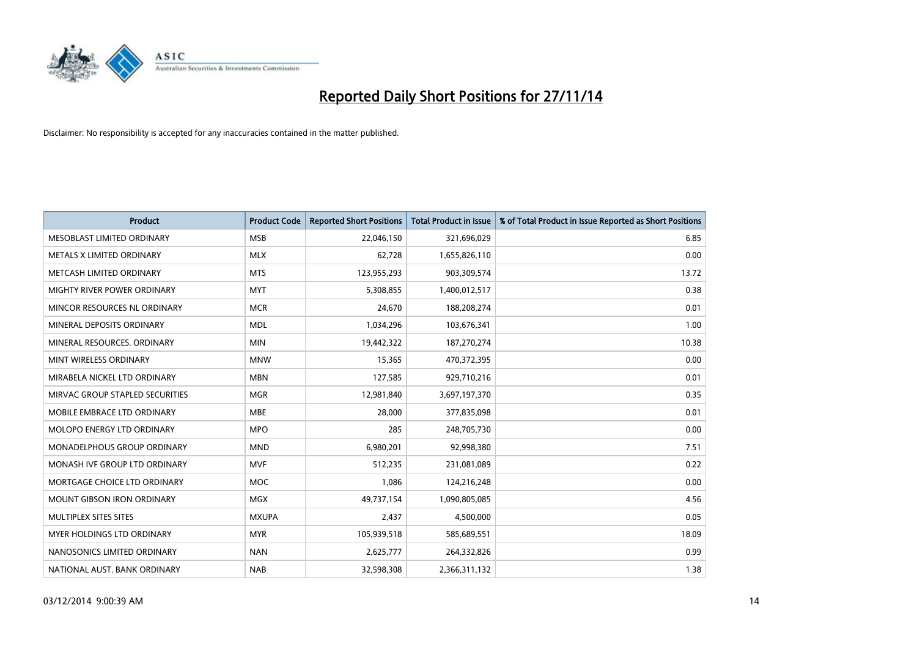# Reported Daily Short Positions for 27/11/14

Disclaimer: No responsibility is accepted for any inaccuracies contained in the matter published.

| Product | Product Code | Reported Short Positions | Total Product in Issue | % of Total Product in Issue Reported as Short Positions |
|---|---|---|---|---|
| MESOBLAST LIMITED ORDINARY | MSB | 22,046,150 | 321,696,029 | 6.85 |
| METALS X LIMITED ORDINARY | MLX | 62,728 | 1,655,826,110 | 0.00 |
| METCASH LIMITED ORDINARY | MTS | 123,955,293 | 903,309,574 | 13.72 |
| MIGHTY RIVER POWER ORDINARY | MYT | 5,308,855 | 1,400,012,517 | 0.38 |
| MINCOR RESOURCES NL ORDINARY | MCR | 24,670 | 188,208,274 | 0.01 |
| MINERAL DEPOSITS ORDINARY | MDL | 1,034,296 | 103,676,341 | 1.00 |
| MINERAL RESOURCES. ORDINARY | MIN | 19,442,322 | 187,270,274 | 10.38 |
| MINT WIRELESS ORDINARY | MNW | 15,365 | 470,372,395 | 0.00 |
| MIRABELA NICKEL LTD ORDINARY | MBN | 127,585 | 929,710,216 | 0.01 |
| MIRVAC GROUP STAPLED SECURITIES | MGR | 12,981,840 | 3,697,197,370 | 0.35 |
| MOBILE EMBRACE LTD ORDINARY | MBE | 28,000 | 377,835,098 | 0.01 |
| MOLOPO ENERGY LTD ORDINARY | MPO | 285 | 248,705,730 | 0.00 |
| MONADELPHOUS GROUP ORDINARY | MND | 6,980,201 | 92,998,380 | 7.51 |
| MONASH IVF GROUP LTD ORDINARY | MVF | 512,235 | 231,081,089 | 0.22 |
| MORTGAGE CHOICE LTD ORDINARY | MOC | 1,086 | 124,216,248 | 0.00 |
| MOUNT GIBSON IRON ORDINARY | MGX | 49,737,154 | 1,090,805,085 | 4.56 |
| MULTIPLEX SITES SITES | MXUPA | 2,437 | 4,500,000 | 0.05 |
| MYER HOLDINGS LTD ORDINARY | MYR | 105,939,518 | 585,689,551 | 18.09 |
| NANOSONICS LIMITED ORDINARY | NAN | 2,625,777 | 264,332,826 | 0.99 |
| NATIONAL AUST. BANK ORDINARY | NAB | 32,598,308 | 2,366,311,132 | 1.38 |

03/12/2014 9:00:39 AM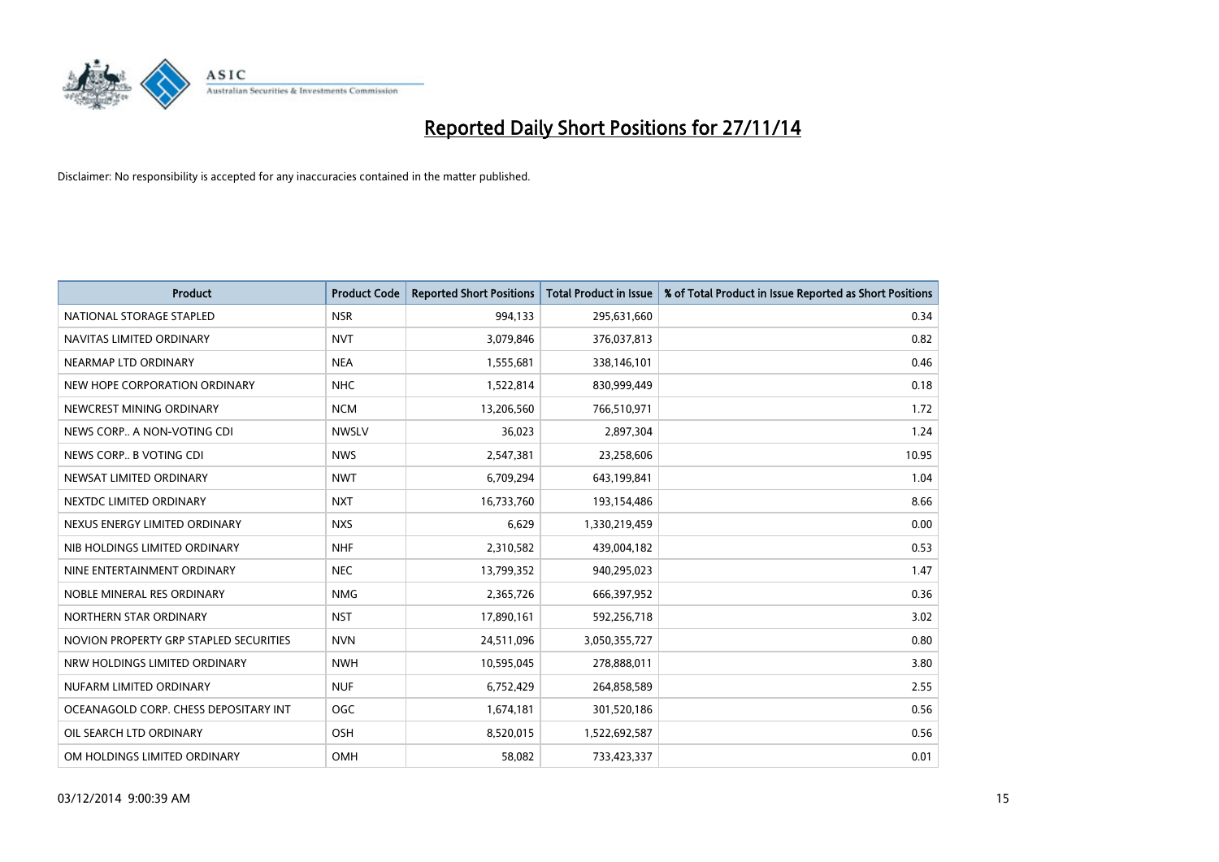# Reported Daily Short Positions for 27/11/14

Disclaimer: No responsibility is accepted for any inaccuracies contained in the matter published.

| Product | Product Code | Reported Short Positions | Total Product in Issue | % of Total Product in Issue Reported as Short Positions |
|---|---|---|---|---|
| NATIONAL STORAGE STAPLED | NSR | 994,133 | 295,631,660 | 0.34 |
| NAVITAS LIMITED ORDINARY | NVT | 3,079,846 | 376,037,813 | 0.82 |
| NEARMAP LTD ORDINARY | NEA | 1,555,681 | 338,146,101 | 0.46 |
| NEW HOPE CORPORATION ORDINARY | NHC | 1,522,814 | 830,999,449 | 0.18 |
| NEWCREST MINING ORDINARY | NCM | 13,206,560 | 766,510,971 | 1.72 |
| NEWS CORP.. A NON-VOTING CDI | NWSLV | 36,023 | 2,897,304 | 1.24 |
| NEWS CORP.. B VOTING CDI | NWS | 2,547,381 | 23,258,606 | 10.95 |
| NEWSAT LIMITED ORDINARY | NWT | 6,709,294 | 643,199,841 | 1.04 |
| NEXTDC LIMITED ORDINARY | NXT | 16,733,760 | 193,154,486 | 8.66 |
| NEXUS ENERGY LIMITED ORDINARY | NXS | 6,629 | 1,330,219,459 | 0.00 |
| NIB HOLDINGS LIMITED ORDINARY | NHF | 2,310,582 | 439,004,182 | 0.53 |
| NINE ENTERTAINMENT ORDINARY | NEC | 13,799,352 | 940,295,023 | 1.47 |
| NOBLE MINERAL RES ORDINARY | NMG | 2,365,726 | 666,397,952 | 0.36 |
| NORTHERN STAR ORDINARY | NST | 17,890,161 | 592,256,718 | 3.02 |
| NOVION PROPERTY GRP STAPLED SECURITIES | NVN | 24,511,096 | 3,050,355,727 | 0.80 |
| NRW HOLDINGS LIMITED ORDINARY | NWH | 10,595,045 | 278,888,011 | 3.80 |
| NUFARM LIMITED ORDINARY | NUF | 6,752,429 | 264,858,589 | 2.55 |
| OCEANAGOLD CORP. CHESS DEPOSITARY INT | OGC | 1,674,181 | 301,520,186 | 0.56 |
| OIL SEARCH LTD ORDINARY | OSH | 8,520,015 | 1,522,692,587 | 0.56 |
| OM HOLDINGS LIMITED ORDINARY | OMH | 58,082 | 733,423,337 | 0.01 |

03/12/2014 9:00:39 AM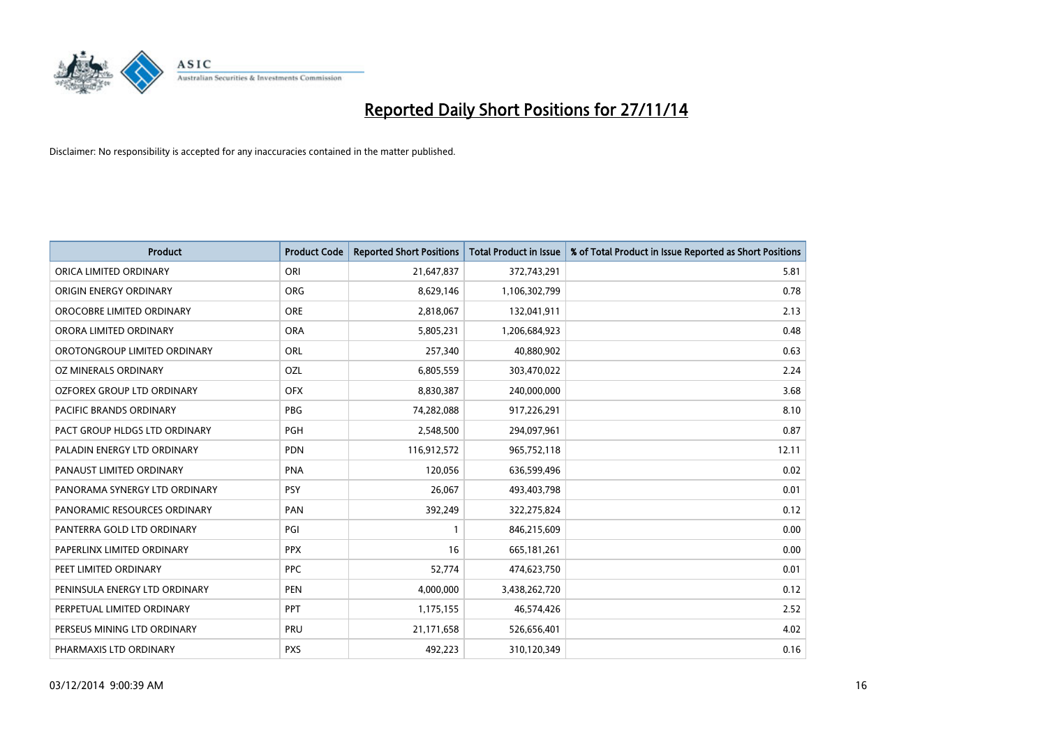# Reported Daily Short Positions for 27/11/14

Disclaimer: No responsibility is accepted for any inaccuracies contained in the matter published.

| Product | Product Code | Reported Short Positions | Total Product in Issue | % of Total Product in Issue Reported as Short Positions |
|---|---|---|---|---|
| ORICA LIMITED ORDINARY | ORI | 21,647,837 | 372,743,291 | 5.81 |
| ORIGIN ENERGY ORDINARY | ORG | 8,629,146 | 1,106,302,799 | 0.78 |
| OROCOBRE LIMITED ORDINARY | ORE | 2,818,067 | 132,041,911 | 2.13 |
| ORORA LIMITED ORDINARY | ORA | 5,805,231 | 1,206,684,923 | 0.48 |
| OROTONGROUP LIMITED ORDINARY | ORL | 257,340 | 40,880,902 | 0.63 |
| OZ MINERALS ORDINARY | OZL | 6,805,559 | 303,470,022 | 2.24 |
| OZFOREX GROUP LTD ORDINARY | OFX | 8,830,387 | 240,000,000 | 3.68 |
| PACIFIC BRANDS ORDINARY | PBG | 74,282,088 | 917,226,291 | 8.10 |
| PACT GROUP HLDGS LTD ORDINARY | PGH | 2,548,500 | 294,097,961 | 0.87 |
| PALADIN ENERGY LTD ORDINARY | PDN | 116,912,572 | 965,752,118 | 12.11 |
| PANAUST LIMITED ORDINARY | PNA | 120,056 | 636,599,496 | 0.02 |
| PANORAMA SYNERGY LTD ORDINARY | PSY | 26,067 | 493,403,798 | 0.01 |
| PANORAMIC RESOURCES ORDINARY | PAN | 392,249 | 322,275,824 | 0.12 |
| PANTERRA GOLD LTD ORDINARY | PGI | 1 | 846,215,609 | 0.00 |
| PAPERLINX LIMITED ORDINARY | PPX | 16 | 665,181,261 | 0.00 |
| PEET LIMITED ORDINARY | PPC | 52,774 | 474,623,750 | 0.01 |
| PENINSULA ENERGY LTD ORDINARY | PEN | 4,000,000 | 3,438,262,720 | 0.12 |
| PERPETUAL LIMITED ORDINARY | PPT | 1,175,155 | 46,574,426 | 2.52 |
| PERSEUS MINING LTD ORDINARY | PRU | 21,171,658 | 526,656,401 | 4.02 |
| PHARMAXIS LTD ORDINARY | PXS | 492,223 | 310,120,349 | 0.16 |

03/12/2014 9:00:39 AM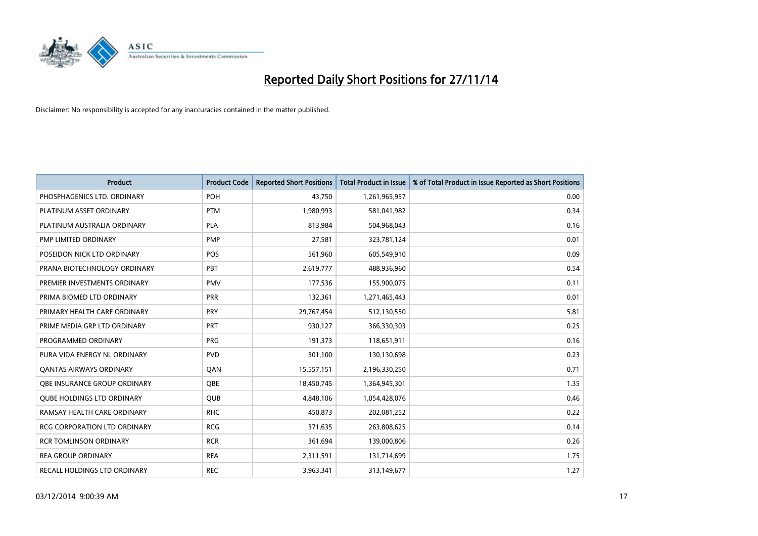# Reported Daily Short Positions for 27/11/14

Disclaimer: No responsibility is accepted for any inaccuracies contained in the matter published.

| Product | Product Code | Reported Short Positions | Total Product in Issue | % of Total Product in Issue Reported as Short Positions |
|---|---|---|---|---|
| PHOSPHAGENICS LTD. ORDINARY | POH | 43,750 | 1,261,965,957 | 0.00 |
| PLATINUM ASSET ORDINARY | PTM | 1,980,993 | 581,041,982 | 0.34 |
| PLATINUM AUSTRALIA ORDINARY | PLA | 813,984 | 504,968,043 | 0.16 |
| PMP LIMITED ORDINARY | PMP | 27,581 | 323,781,124 | 0.01 |
| POSEIDON NICK LTD ORDINARY | POS | 561,960 | 605,549,910 | 0.09 |
| PRANA BIOTECHNOLOGY ORDINARY | PBT | 2,619,777 | 488,936,960 | 0.54 |
| PREMIER INVESTMENTS ORDINARY | PMV | 177,536 | 155,900,075 | 0.11 |
| PRIMA BIOMED LTD ORDINARY | PRR | 132,361 | 1,271,465,443 | 0.01 |
| PRIMARY HEALTH CARE ORDINARY | PRY | 29,767,454 | 512,130,550 | 5.81 |
| PRIME MEDIA GRP LTD ORDINARY | PRT | 930,127 | 366,330,303 | 0.25 |
| PROGRAMMED ORDINARY | PRG | 191,373 | 118,651,911 | 0.16 |
| PURA VIDA ENERGY NL ORDINARY | PVD | 301,100 | 130,130,698 | 0.23 |
| QANTAS AIRWAYS ORDINARY | QAN | 15,557,151 | 2,196,330,250 | 0.71 |
| QBE INSURANCE GROUP ORDINARY | QBE | 18,450,745 | 1,364,945,301 | 1.35 |
| QUBE HOLDINGS LTD ORDINARY | QUB | 4,848,106 | 1,054,428,076 | 0.46 |
| RAMSAY HEALTH CARE ORDINARY | RHC | 450,873 | 202,081,252 | 0.22 |
| RCG CORPORATION LTD ORDINARY | RCG | 371,635 | 263,808,625 | 0.14 |
| RCR TOMLINSON ORDINARY | RCR | 361,694 | 139,000,806 | 0.26 |
| REA GROUP ORDINARY | REA | 2,311,591 | 131,714,699 | 1.75 |
| RECALL HOLDINGS LTD ORDINARY | REC | 3,963,341 | 313,149,677 | 1.27 |

03/12/2014 9:00:39 AM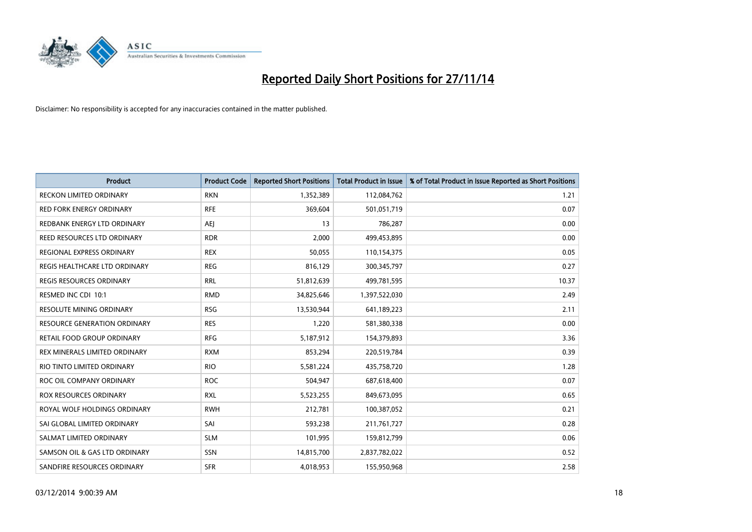# Reported Daily Short Positions for 27/11/14

Disclaimer: No responsibility is accepted for any inaccuracies contained in the matter published.

| Product | Product Code | Reported Short Positions | Total Product in Issue | % of Total Product in Issue Reported as Short Positions |
|---|---|---|---|---|
| RECKON LIMITED ORDINARY | RKN | 1,352,389 | 112,084,762 | 1.21 |
| RED FORK ENERGY ORDINARY | RFE | 369,604 | 501,051,719 | 0.07 |
| REDBANK ENERGY LTD ORDINARY | AEJ | 13 | 786,287 | 0.00 |
| REED RESOURCES LTD ORDINARY | RDR | 2,000 | 499,453,895 | 0.00 |
| REGIONAL EXPRESS ORDINARY | REX | 50,055 | 110,154,375 | 0.05 |
| REGIS HEALTHCARE LTD ORDINARY | REG | 816,129 | 300,345,797 | 0.27 |
| REGIS RESOURCES ORDINARY | RRL | 51,812,639 | 499,781,595 | 10.37 |
| RESMED INC CDI 10:1 | RMD | 34,825,646 | 1,397,522,030 | 2.49 |
| RESOLUTE MINING ORDINARY | RSG | 13,530,944 | 641,189,223 | 2.11 |
| RESOURCE GENERATION ORDINARY | RES | 1,220 | 581,380,338 | 0.00 |
| RETAIL FOOD GROUP ORDINARY | RFG | 5,187,912 | 154,379,893 | 3.36 |
| REX MINERALS LIMITED ORDINARY | RXM | 853,294 | 220,519,784 | 0.39 |
| RIO TINTO LIMITED ORDINARY | RIO | 5,581,224 | 435,758,720 | 1.28 |
| ROC OIL COMPANY ORDINARY | ROC | 504,947 | 687,618,400 | 0.07 |
| ROX RESOURCES ORDINARY | RXL | 5,523,255 | 849,673,095 | 0.65 |
| ROYAL WOLF HOLDINGS ORDINARY | RWH | 212,781 | 100,387,052 | 0.21 |
| SAI GLOBAL LIMITED ORDINARY | SAI | 593,238 | 211,761,727 | 0.28 |
| SALMAT LIMITED ORDINARY | SLM | 101,995 | 159,812,799 | 0.06 |
| SAMSON OIL & GAS LTD ORDINARY | SSN | 14,815,700 | 2,837,782,022 | 0.52 |
| SANDFIRE RESOURCES ORDINARY | SFR | 4,018,953 | 155,950,968 | 2.58 |

03/12/2014 9:00:39 AM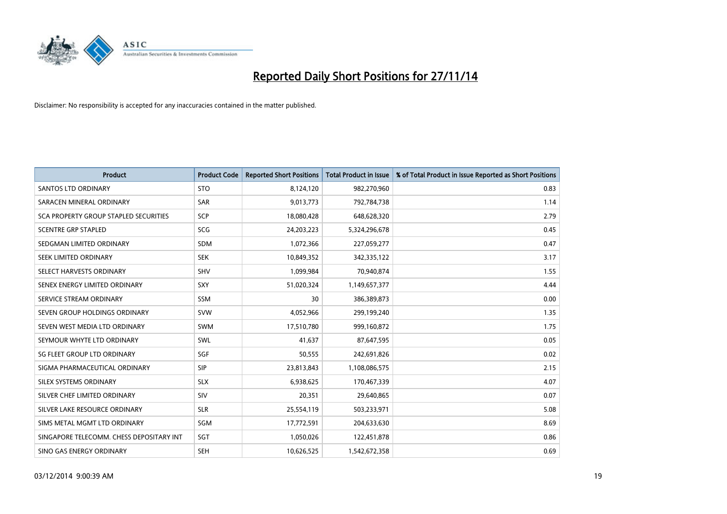# Reported Daily Short Positions for 27/11/14

Disclaimer: No responsibility is accepted for any inaccuracies contained in the matter published.

| Product | Product Code | Reported Short Positions | Total Product in Issue | % of Total Product in Issue Reported as Short Positions |
|---|---|---|---|---|
| SANTOS LTD ORDINARY | STO | 8,124,120 | 982,270,960 | 0.83 |
| SARACEN MINERAL ORDINARY | SAR | 9,013,773 | 792,784,738 | 1.14 |
| SCA PROPERTY GROUP STAPLED SECURITIES | SCP | 18,080,428 | 648,628,320 | 2.79 |
| SCENTRE GRP STAPLED | SCG | 24,203,223 | 5,324,296,678 | 0.45 |
| SEDGMAN LIMITED ORDINARY | SDM | 1,072,366 | 227,059,277 | 0.47 |
| SEEK LIMITED ORDINARY | SEK | 10,849,352 | 342,335,122 | 3.17 |
| SELECT HARVESTS ORDINARY | SHV | 1,099,984 | 70,940,874 | 1.55 |
| SENEX ENERGY LIMITED ORDINARY | SXY | 51,020,324 | 1,149,657,377 | 4.44 |
| SERVICE STREAM ORDINARY | SSM | 30 | 386,389,873 | 0.00 |
| SEVEN GROUP HOLDINGS ORDINARY | SVW | 4,052,966 | 299,199,240 | 1.35 |
| SEVEN WEST MEDIA LTD ORDINARY | SWM | 17,510,780 | 999,160,872 | 1.75 |
| SEYMOUR WHYTE LTD ORDINARY | SWL | 41,637 | 87,647,595 | 0.05 |
| SG FLEET GROUP LTD ORDINARY | SGF | 50,555 | 242,691,826 | 0.02 |
| SIGMA PHARMACEUTICAL ORDINARY | SIP | 23,813,843 | 1,108,086,575 | 2.15 |
| SILEX SYSTEMS ORDINARY | SLX | 6,938,625 | 170,467,339 | 4.07 |
| SILVER CHEF LIMITED ORDINARY | SIV | 20,351 | 29,640,865 | 0.07 |
| SILVER LAKE RESOURCE ORDINARY | SLR | 25,554,119 | 503,233,971 | 5.08 |
| SIMS METAL MGMT LTD ORDINARY | SGM | 17,772,591 | 204,633,630 | 8.69 |
| SINGAPORE TELECOMM. CHESS DEPOSITARY INT | SGT | 1,050,026 | 122,451,878 | 0.86 |
| SINO GAS ENERGY ORDINARY | SEH | 10,626,525 | 1,542,672,358 | 0.69 |

03/12/2014 9:00:39 AM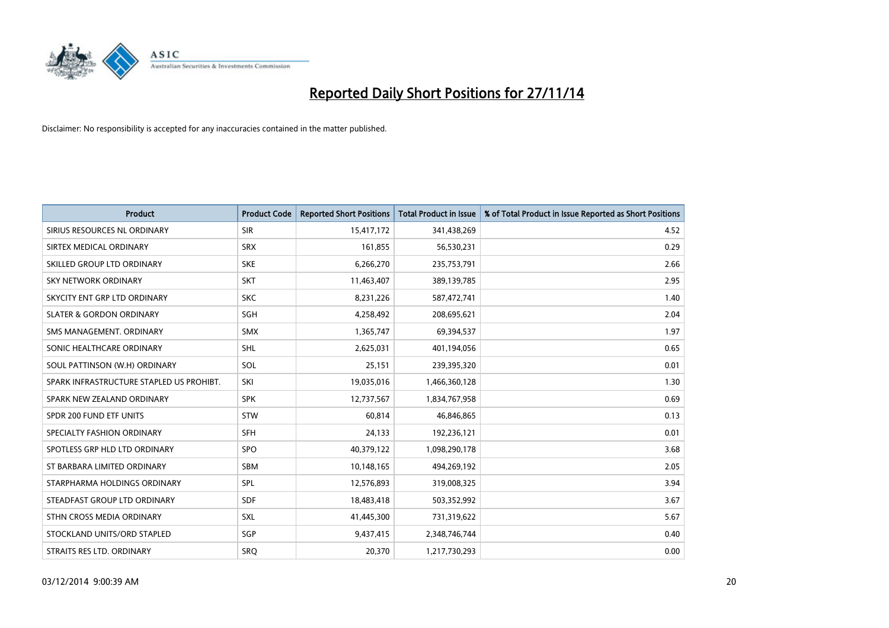# Reported Daily Short Positions for 27/11/14

Disclaimer: No responsibility is accepted for any inaccuracies contained in the matter published.

| Product | Product Code | Reported Short Positions | Total Product in Issue | % of Total Product in Issue Reported as Short Positions |
|---|---|---|---|---|
| SIRIUS RESOURCES NL ORDINARY | SIR | 15,417,172 | 341,438,269 | 4.52 |
| SIRTEX MEDICAL ORDINARY | SRX | 161,855 | 56,530,231 | 0.29 |
| SKILLED GROUP LTD ORDINARY | SKE | 6,266,270 | 235,753,791 | 2.66 |
| SKY NETWORK ORDINARY | SKT | 11,463,407 | 389,139,785 | 2.95 |
| SKYCITY ENT GRP LTD ORDINARY | SKC | 8,231,226 | 587,472,741 | 1.40 |
| SLATER & GORDON ORDINARY | SGH | 4,258,492 | 208,695,621 | 2.04 |
| SMS MANAGEMENT. ORDINARY | SMX | 1,365,747 | 69,394,537 | 1.97 |
| SONIC HEALTHCARE ORDINARY | SHL | 2,625,031 | 401,194,056 | 0.65 |
| SOUL PATTINSON (W.H) ORDINARY | SOL | 25,151 | 239,395,320 | 0.01 |
| SPARK INFRASTRUCTURE STAPLED US PROHIBT. | SKI | 19,035,016 | 1,466,360,128 | 1.30 |
| SPARK NEW ZEALAND ORDINARY | SPK | 12,737,567 | 1,834,767,958 | 0.69 |
| SPDR 200 FUND ETF UNITS | STW | 60,814 | 46,846,865 | 0.13 |
| SPECIALTY FASHION ORDINARY | SFH | 24,133 | 192,236,121 | 0.01 |
| SPOTLESS GRP HLD LTD ORDINARY | SPO | 40,379,122 | 1,098,290,178 | 3.68 |
| ST BARBARA LIMITED ORDINARY | SBM | 10,148,165 | 494,269,192 | 2.05 |
| STARPHARMA HOLDINGS ORDINARY | SPL | 12,576,893 | 319,008,325 | 3.94 |
| STEADFAST GROUP LTD ORDINARY | SDF | 18,483,418 | 503,352,992 | 3.67 |
| STHN CROSS MEDIA ORDINARY | SXL | 41,445,300 | 731,319,622 | 5.67 |
| STOCKLAND UNITS/ORD STAPLED | SGP | 9,437,415 | 2,348,746,744 | 0.40 |
| STRAITS RES LTD. ORDINARY | SRQ | 20,370 | 1,217,730,293 | 0.00 |

03/12/2014 9:00:39 AM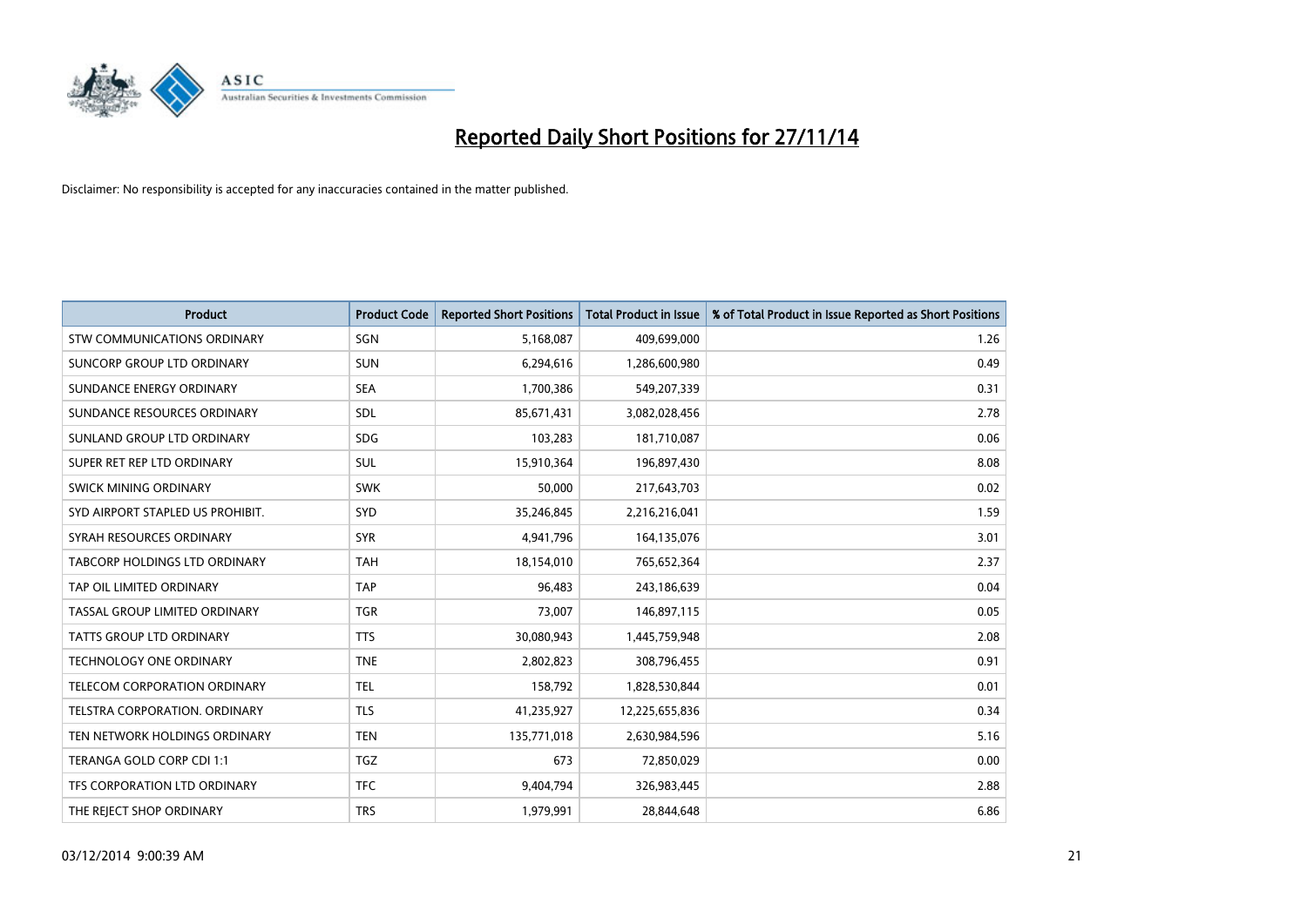# Reported Daily Short Positions for 27/11/14

Disclaimer: No responsibility is accepted for any inaccuracies contained in the matter published.

| Product | Product Code | Reported Short Positions | Total Product in Issue | % of Total Product in Issue Reported as Short Positions |
|---|---|---|---|---|
| STW COMMUNICATIONS ORDINARY | SGN | 5,168,087 | 409,699,000 | 1.26 |
| SUNCORP GROUP LTD ORDINARY | SUN | 6,294,616 | 1,286,600,980 | 0.49 |
| SUNDANCE ENERGY ORDINARY | SEA | 1,700,386 | 549,207,339 | 0.31 |
| SUNDANCE RESOURCES ORDINARY | SDL | 85,671,431 | 3,082,028,456 | 2.78 |
| SUNLAND GROUP LTD ORDINARY | SDG | 103,283 | 181,710,087 | 0.06 |
| SUPER RET REP LTD ORDINARY | SUL | 15,910,364 | 196,897,430 | 8.08 |
| SWICK MINING ORDINARY | SWK | 50,000 | 217,643,703 | 0.02 |
| SYD AIRPORT STAPLED US PROHIBIT. | SYD | 35,246,845 | 2,216,216,041 | 1.59 |
| SYRAH RESOURCES ORDINARY | SYR | 4,941,796 | 164,135,076 | 3.01 |
| TABCORP HOLDINGS LTD ORDINARY | TAH | 18,154,010 | 765,652,364 | 2.37 |
| TAP OIL LIMITED ORDINARY | TAP | 96,483 | 243,186,639 | 0.04 |
| TASSAL GROUP LIMITED ORDINARY | TGR | 73,007 | 146,897,115 | 0.05 |
| TATTS GROUP LTD ORDINARY | TTS | 30,080,943 | 1,445,759,948 | 2.08 |
| TECHNOLOGY ONE ORDINARY | TNE | 2,802,823 | 308,796,455 | 0.91 |
| TELECOM CORPORATION ORDINARY | TEL | 158,792 | 1,828,530,844 | 0.01 |
| TELSTRA CORPORATION. ORDINARY | TLS | 41,235,927 | 12,225,655,836 | 0.34 |
| TEN NETWORK HOLDINGS ORDINARY | TEN | 135,771,018 | 2,630,984,596 | 5.16 |
| TERANGA GOLD CORP CDI 1:1 | TGZ | 673 | 72,850,029 | 0.00 |
| TFS CORPORATION LTD ORDINARY | TFC | 9,404,794 | 326,983,445 | 2.88 |
| THE REJECT SHOP ORDINARY | TRS | 1,979,991 | 28,844,648 | 6.86 |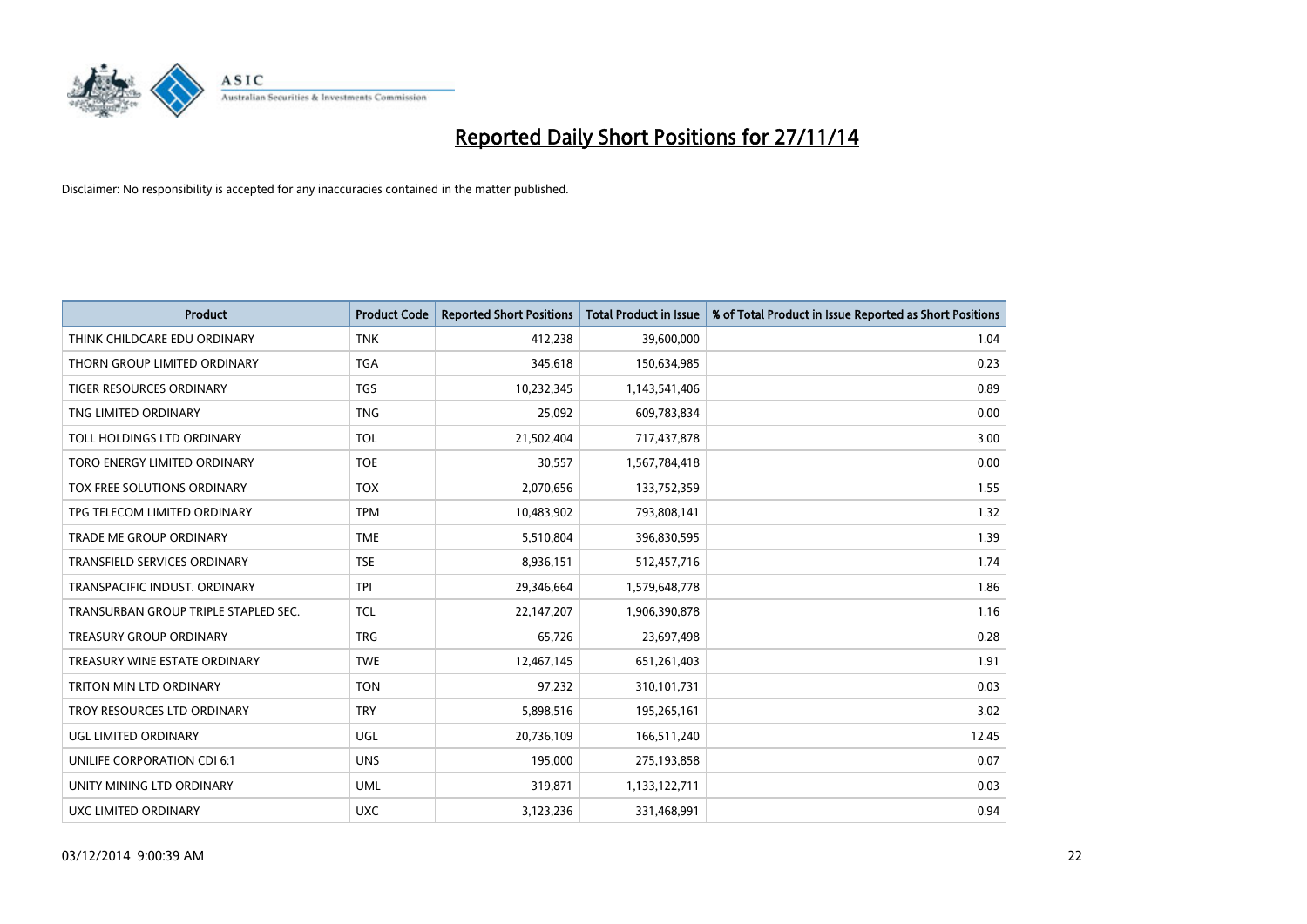# Reported Daily Short Positions for 27/11/14

Disclaimer: No responsibility is accepted for any inaccuracies contained in the matter published.

| Product | Product Code | Reported Short Positions | Total Product in Issue | % of Total Product in Issue Reported as Short Positions |
|---|---|---|---|---|
| THINK CHILDCARE EDU ORDINARY | TNK | 412,238 | 39,600,000 | 1.04 |
| THORN GROUP LIMITED ORDINARY | TGA | 345,618 | 150,634,985 | 0.23 |
| TIGER RESOURCES ORDINARY | TGS | 10,232,345 | 1,143,541,406 | 0.89 |
| TNG LIMITED ORDINARY | TNG | 25,092 | 609,783,834 | 0.00 |
| TOLL HOLDINGS LTD ORDINARY | TOL | 21,502,404 | 717,437,878 | 3.00 |
| TORO ENERGY LIMITED ORDINARY | TOE | 30,557 | 1,567,784,418 | 0.00 |
| TOX FREE SOLUTIONS ORDINARY | TOX | 2,070,656 | 133,752,359 | 1.55 |
| TPG TELECOM LIMITED ORDINARY | TPM | 10,483,902 | 793,808,141 | 1.32 |
| TRADE ME GROUP ORDINARY | TME | 5,510,804 | 396,830,595 | 1.39 |
| TRANSFIELD SERVICES ORDINARY | TSE | 8,936,151 | 512,457,716 | 1.74 |
| TRANSPACIFIC INDUST. ORDINARY | TPI | 29,346,664 | 1,579,648,778 | 1.86 |
| TRANSURBAN GROUP TRIPLE STAPLED SEC. | TCL | 22,147,207 | 1,906,390,878 | 1.16 |
| TREASURY GROUP ORDINARY | TRG | 65,726 | 23,697,498 | 0.28 |
| TREASURY WINE ESTATE ORDINARY | TWE | 12,467,145 | 651,261,403 | 1.91 |
| TRITON MIN LTD ORDINARY | TON | 97,232 | 310,101,731 | 0.03 |
| TROY RESOURCES LTD ORDINARY | TRY | 5,898,516 | 195,265,161 | 3.02 |
| UGL LIMITED ORDINARY | UGL | 20,736,109 | 166,511,240 | 12.45 |
| UNILIFE CORPORATION CDI 6:1 | UNS | 195,000 | 275,193,858 | 0.07 |
| UNITY MINING LTD ORDINARY | UML | 319,871 | 1,133,122,711 | 0.03 |
| UXC LIMITED ORDINARY | UXC | 3,123,236 | 331,468,991 | 0.94 |

03/12/2014 9:00:39 AM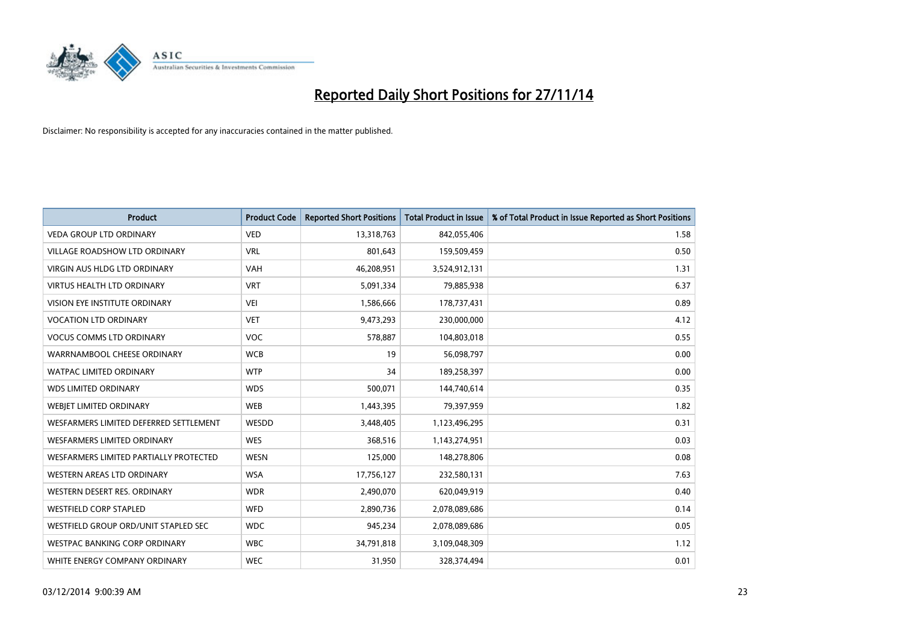# Reported Daily Short Positions for 27/11/14

Disclaimer: No responsibility is accepted for any inaccuracies contained in the matter published.

| Product | Product Code | Reported Short Positions | Total Product in Issue | % of Total Product in Issue Reported as Short Positions |
|---|---|---|---|---|
| VEDA GROUP LTD ORDINARY | VED | 13,318,763 | 842,055,406 | 1.58 |
| VILLAGE ROADSHOW LTD ORDINARY | VRL | 801,643 | 159,509,459 | 0.50 |
| VIRGIN AUS HLDG LTD ORDINARY | VAH | 46,208,951 | 3,524,912,131 | 1.31 |
| VIRTUS HEALTH LTD ORDINARY | VRT | 5,091,334 | 79,885,938 | 6.37 |
| VISION EYE INSTITUTE ORDINARY | VEI | 1,586,666 | 178,737,431 | 0.89 |
| VOCATION LTD ORDINARY | VET | 9,473,293 | 230,000,000 | 4.12 |
| VOCUS COMMS LTD ORDINARY | VOC | 578,887 | 104,803,018 | 0.55 |
| WARRNAMBOOL CHEESE ORDINARY | WCB | 19 | 56,098,797 | 0.00 |
| WATPAC LIMITED ORDINARY | WTP | 34 | 189,258,397 | 0.00 |
| WDS LIMITED ORDINARY | WDS | 500,071 | 144,740,614 | 0.35 |
| WEBJET LIMITED ORDINARY | WEB | 1,443,395 | 79,397,959 | 1.82 |
| WESFARMERS LIMITED DEFERRED SETTLEMENT | WESDD | 3,448,405 | 1,123,496,295 | 0.31 |
| WESFARMERS LIMITED ORDINARY | WES | 368,516 | 1,143,274,951 | 0.03 |
| WESFARMERS LIMITED PARTIALLY PROTECTED | WESN | 125,000 | 148,278,806 | 0.08 |
| WESTERN AREAS LTD ORDINARY | WSA | 17,756,127 | 232,580,131 | 7.63 |
| WESTERN DESERT RES. ORDINARY | WDR | 2,490,070 | 620,049,919 | 0.40 |
| WESTFIELD CORP STAPLED | WFD | 2,890,736 | 2,078,089,686 | 0.14 |
| WESTFIELD GROUP ORD/UNIT STAPLED SEC | WDC | 945,234 | 2,078,089,686 | 0.05 |
| WESTPAC BANKING CORP ORDINARY | WBC | 34,791,818 | 3,109,048,309 | 1.12 |
| WHITE ENERGY COMPANY ORDINARY | WEC | 31,950 | 328,374,494 | 0.01 |

03/12/2014 9:00:39 AM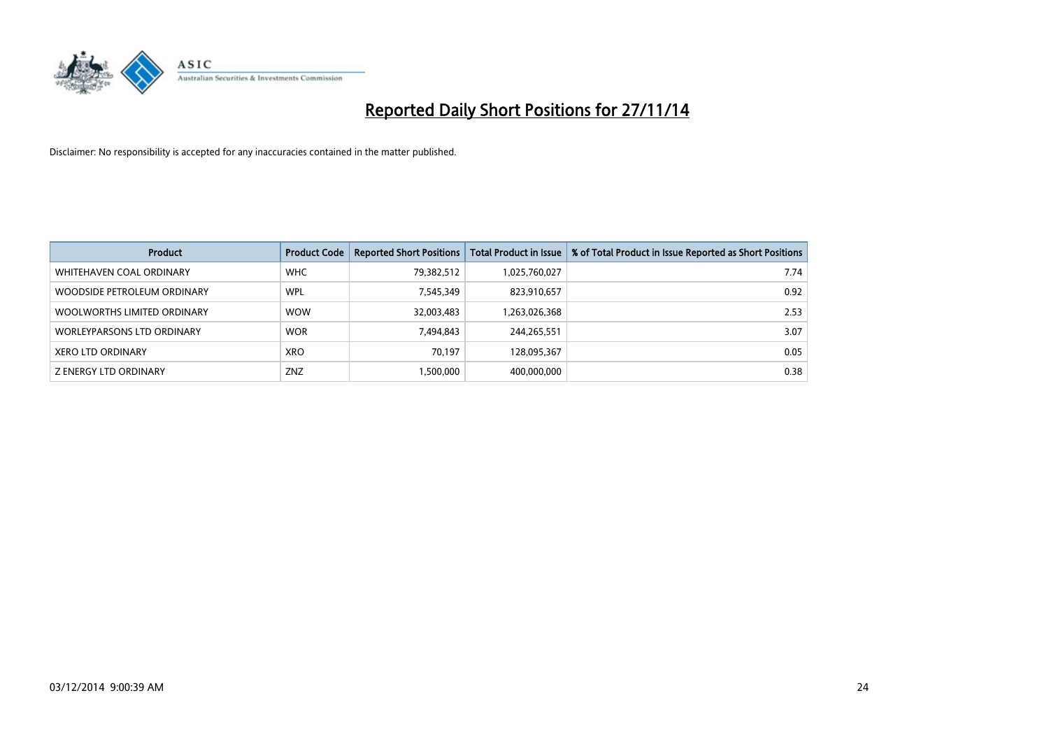# Reported Daily Short Positions for 27/11/14

Disclaimer: No responsibility is accepted for any inaccuracies contained in the matter published.

| Product | Product Code | Reported Short Positions | Total Product in Issue | % of Total Product in Issue Reported as Short Positions |
|---|---|---|---|---|
| WHITEHAVEN COAL ORDINARY | WHC | 79,382,512 | 1,025,760,027 | 7.74 |
| WOODSIDE PETROLEUM ORDINARY | WPL | 7,545,349 | 823,910,657 | 0.92 |
| WOOLWORTHS LIMITED ORDINARY | WOW | 32,003,483 | 1,263,026,368 | 2.53 |
| WORLEYPARSONS LTD ORDINARY | WOR | 7,494,843 | 244,265,551 | 3.07 |
| XERO LTD ORDINARY | XRO | 70,197 | 128,095,367 | 0.05 |
| Z ENERGY LTD ORDINARY | ZNZ | 1,500,000 | 400,000,000 | 0.38 |